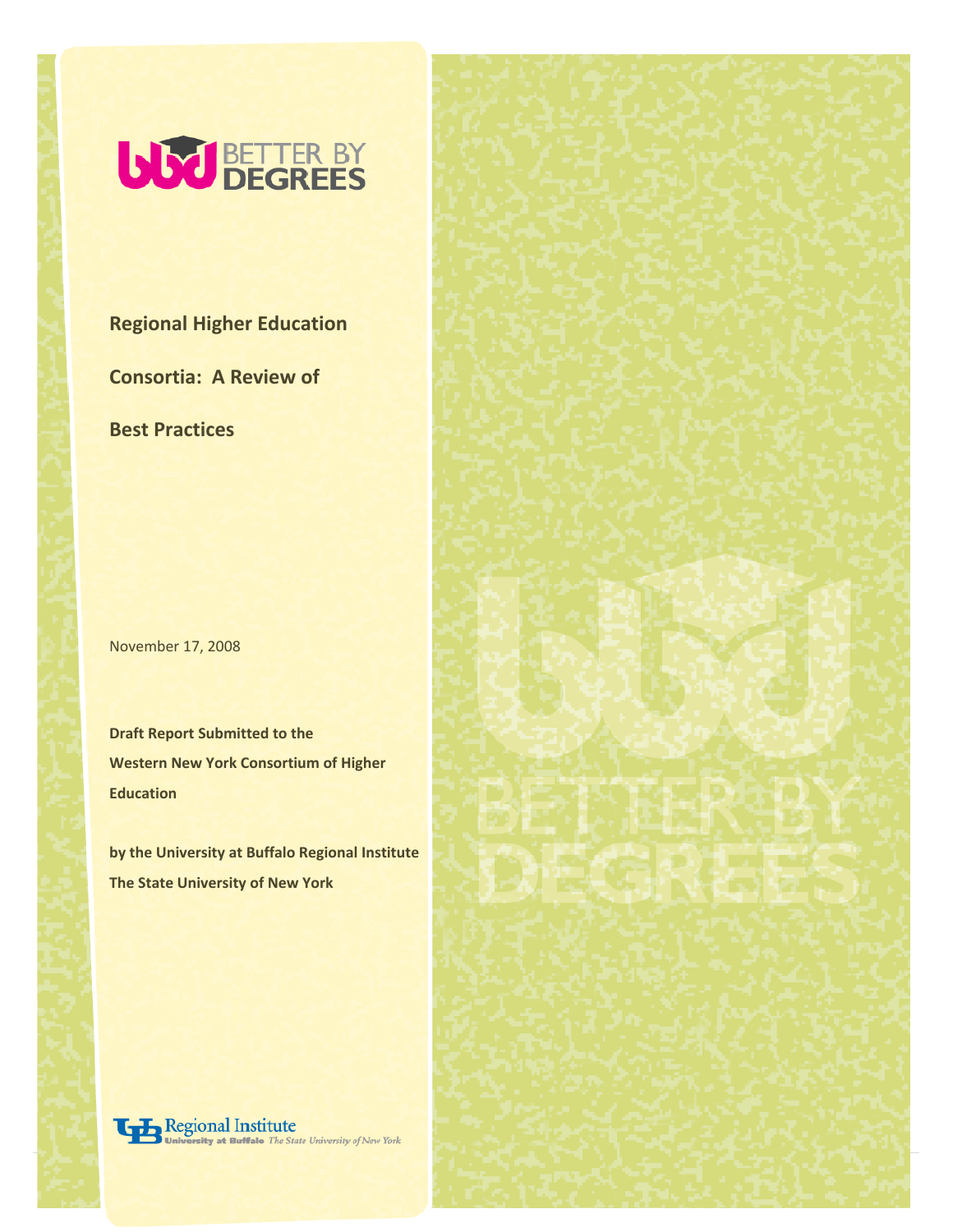BETTER BY DEGREES

# Regional Higher Education Consortia: A Review of Best Practices

November 17, 2008

**Draft Report Submitted to the Western New York Consortium of Higher Education**

**by the University at Buffalo Regional Institute The State University of New York**

Regional Institute
University at Buffalo *The State University of New York*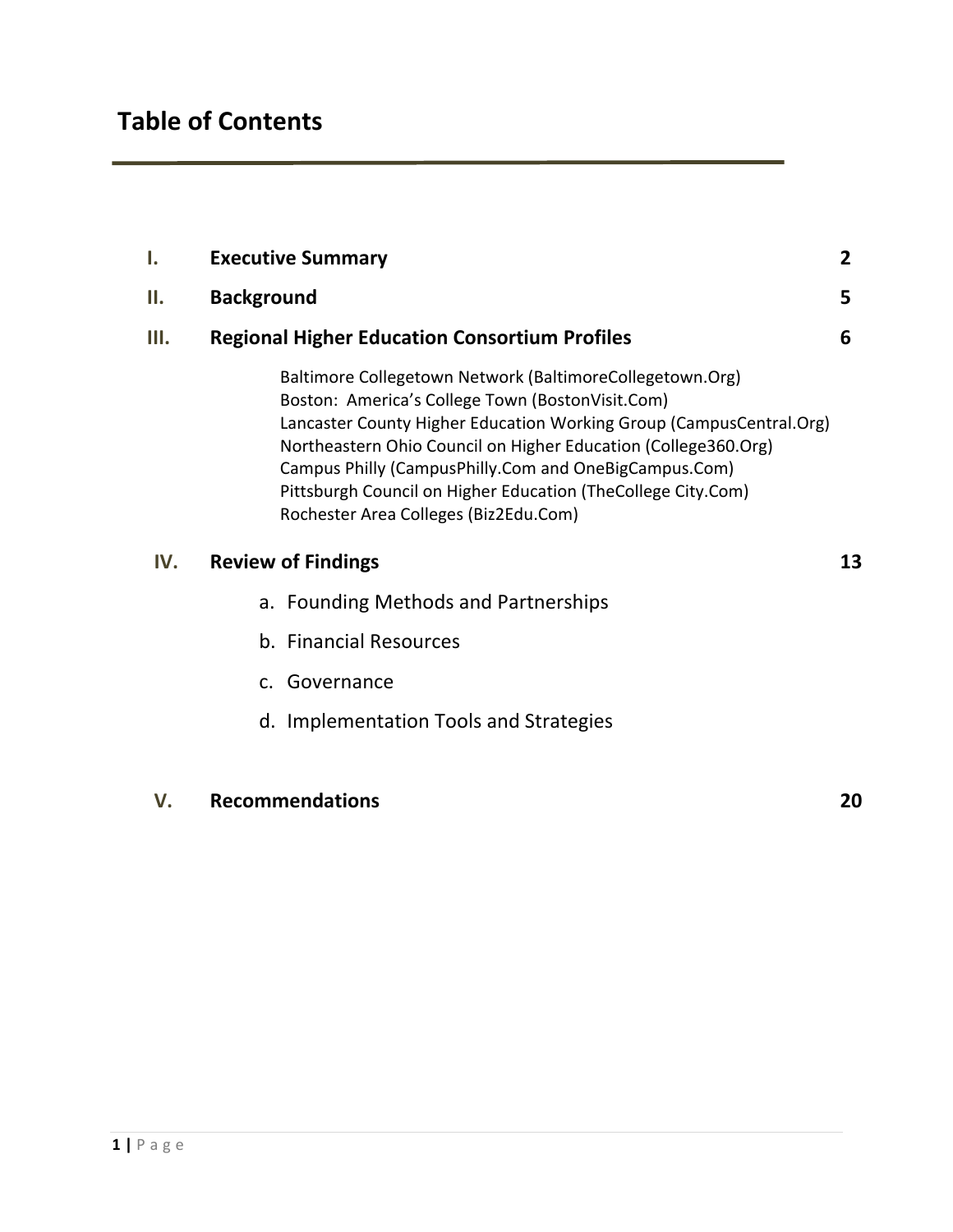# Table of Contents

| | | |
|---|---|---|
| **I.** | **Executive Summary** | **2** |
| **II.** | **Background** | **5** |
| **III.** | **Regional Higher Education Consortium Profiles** | **6** |
| | Baltimore Collegetown Network (BaltimoreCollegetown.Org)<br>Boston: America's College Town (BostonVisit.Com)<br>Lancaster County Higher Education Working Group (CampusCentral.Org)<br>Northeastern Ohio Council on Higher Education (College360.Org)<br>Campus Philly (CampusPhilly.Com and OneBigCampus.Com)<br>Pittsburgh Council on Higher Education (TheCollege City.Com)<br>Rochester Area Colleges (Biz2Edu.Com) | |
| **IV.** | **Review of Findings** | **13** |
| | a. Founding Methods and Partnerships<br>b. Financial Resources<br>c. Governance<br>d. Implementation Tools and Strategies | |
| **V.** | **Recommendations** | **20** |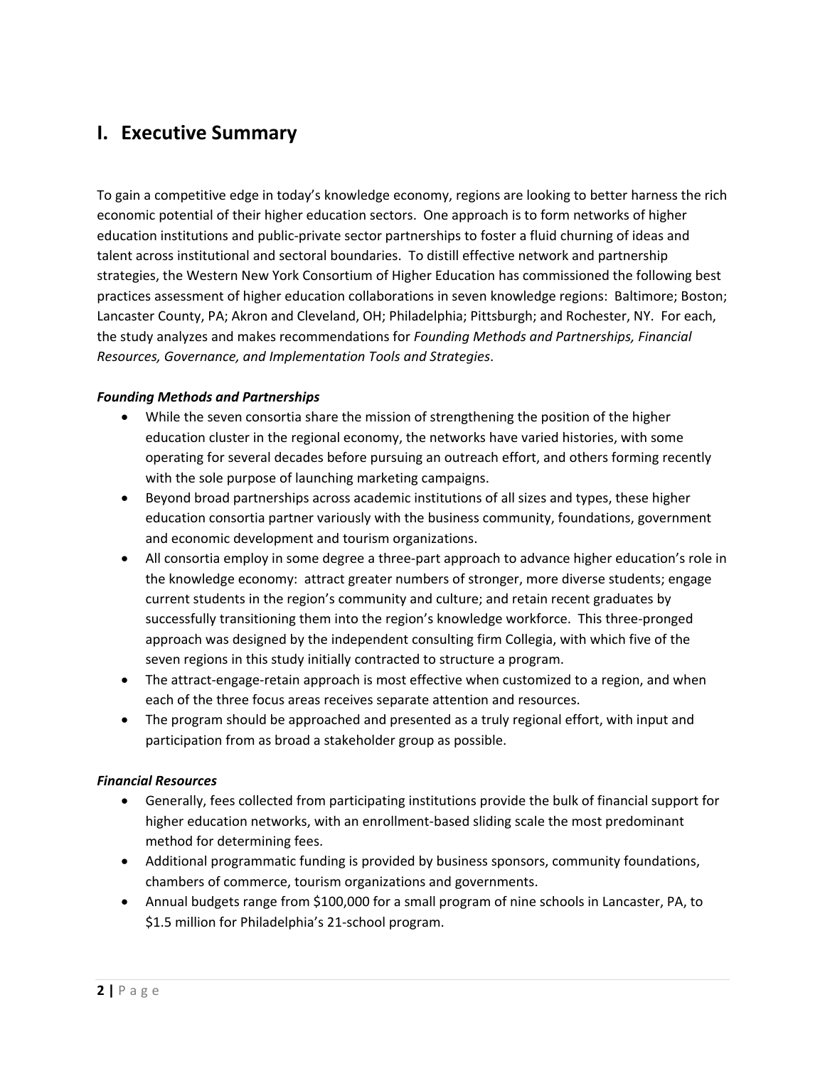# I. Executive Summary

To gain a competitive edge in today's knowledge economy, regions are looking to better harness the rich economic potential of their higher education sectors. One approach is to form networks of higher education institutions and public-private sector partnerships to foster a fluid churning of ideas and talent across institutional and sectoral boundaries. To distill effective network and partnership strategies, the Western New York Consortium of Higher Education has commissioned the following best practices assessment of higher education collaborations in seven knowledge regions: Baltimore; Boston; Lancaster County, PA; Akron and Cleveland, OH; Philadelphia; Pittsburgh; and Rochester, NY. For each, the study analyzes and makes recommendations for *Founding Methods and Partnerships, Financial Resources, Governance, and Implementation Tools and Strategies*.

***Founding Methods and Partnerships***

- While the seven consortia share the mission of strengthening the position of the higher education cluster in the regional economy, the networks have varied histories, with some operating for several decades before pursuing an outreach effort, and others forming recently with the sole purpose of launching marketing campaigns.
- Beyond broad partnerships across academic institutions of all sizes and types, these higher education consortia partner variously with the business community, foundations, government and economic development and tourism organizations.
- All consortia employ in some degree a three-part approach to advance higher education's role in the knowledge economy: attract greater numbers of stronger, more diverse students; engage current students in the region's community and culture; and retain recent graduates by successfully transitioning them into the region's knowledge workforce. This three-pronged approach was designed by the independent consulting firm Collegia, with which five of the seven regions in this study initially contracted to structure a program.
- The attract-engage-retain approach is most effective when customized to a region, and when each of the three focus areas receives separate attention and resources.
- The program should be approached and presented as a truly regional effort, with input and participation from as broad a stakeholder group as possible.

***Financial Resources***

- Generally, fees collected from participating institutions provide the bulk of financial support for higher education networks, with an enrollment-based sliding scale the most predominant method for determining fees.
- Additional programmatic funding is provided by business sponsors, community foundations, chambers of commerce, tourism organizations and governments.
- Annual budgets range from $100,000 for a small program of nine schools in Lancaster, PA, to $1.5 million for Philadelphia's 21-school program.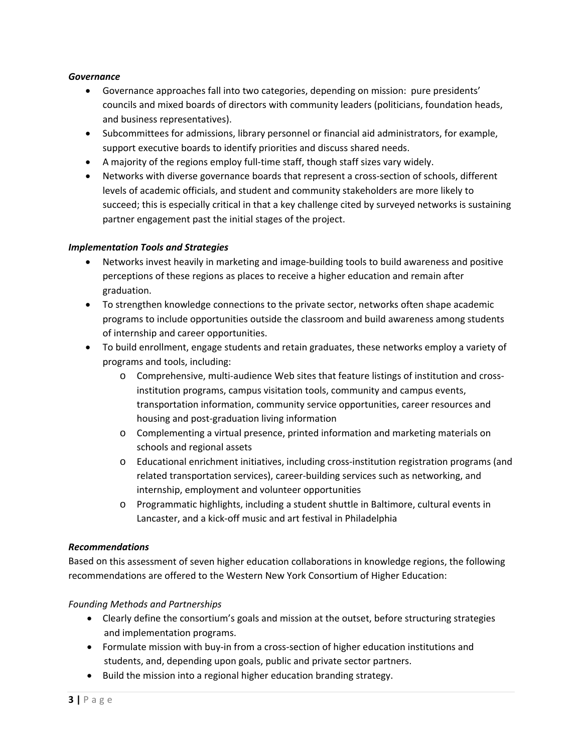***Governance***

- Governance approaches fall into two categories, depending on mission: pure presidents' councils and mixed boards of directors with community leaders (politicians, foundation heads, and business representatives).
- Subcommittees for admissions, library personnel or financial aid administrators, for example, support executive boards to identify priorities and discuss shared needs.
- A majority of the regions employ full-time staff, though staff sizes vary widely.
- Networks with diverse governance boards that represent a cross-section of schools, different levels of academic officials, and student and community stakeholders are more likely to succeed; this is especially critical in that a key challenge cited by surveyed networks is sustaining partner engagement past the initial stages of the project.

***Implementation Tools and Strategies***

- Networks invest heavily in marketing and image-building tools to build awareness and positive perceptions of these regions as places to receive a higher education and remain after graduation.
- To strengthen knowledge connections to the private sector, networks often shape academic programs to include opportunities outside the classroom and build awareness among students of internship and career opportunities.
- To build enrollment, engage students and retain graduates, these networks employ a variety of programs and tools, including:
    - Comprehensive, multi-audience Web sites that feature listings of institution and cross-institution programs, campus visitation tools, community and campus events, transportation information, community service opportunities, career resources and housing and post-graduation living information
    - Complementing a virtual presence, printed information and marketing materials on schools and regional assets
    - Educational enrichment initiatives, including cross-institution registration programs (and related transportation services), career-building services such as networking, and internship, employment and volunteer opportunities
    - Programmatic highlights, including a student shuttle in Baltimore, cultural events in Lancaster, and a kick-off music and art festival in Philadelphia

***Recommendations***

Based on this assessment of seven higher education collaborations in knowledge regions, the following recommendations are offered to the Western New York Consortium of Higher Education:

*Founding Methods and Partnerships*

- Clearly define the consortium's goals and mission at the outset, before structuring strategies and implementation programs.
- Formulate mission with buy-in from a cross-section of higher education institutions and students, and, depending upon goals, public and private sector partners.
- Build the mission into a regional higher education branding strategy.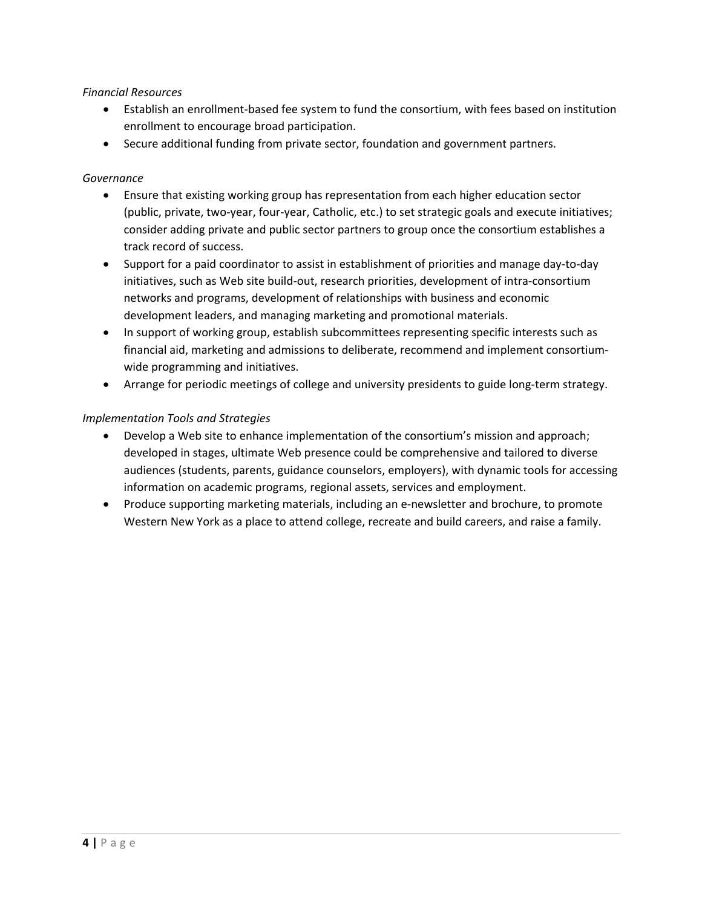*Financial Resources*

- Establish an enrollment-based fee system to fund the consortium, with fees based on institution enrollment to encourage broad participation.
- Secure additional funding from private sector, foundation and government partners.

*Governance*

- Ensure that existing working group has representation from each higher education sector (public, private, two-year, four-year, Catholic, etc.) to set strategic goals and execute initiatives; consider adding private and public sector partners to group once the consortium establishes a track record of success.
- Support for a paid coordinator to assist in establishment of priorities and manage day-to-day initiatives, such as Web site build-out, research priorities, development of intra-consortium networks and programs, development of relationships with business and economic development leaders, and managing marketing and promotional materials.
- In support of working group, establish subcommittees representing specific interests such as financial aid, marketing and admissions to deliberate, recommend and implement consortium-wide programming and initiatives.
- Arrange for periodic meetings of college and university presidents to guide long-term strategy.

*Implementation Tools and Strategies*

- Develop a Web site to enhance implementation of the consortium's mission and approach; developed in stages, ultimate Web presence could be comprehensive and tailored to diverse audiences (students, parents, guidance counselors, employers), with dynamic tools for accessing information on academic programs, regional assets, services and employment.
- Produce supporting marketing materials, including an e-newsletter and brochure, to promote Western New York as a place to attend college, recreate and build careers, and raise a family.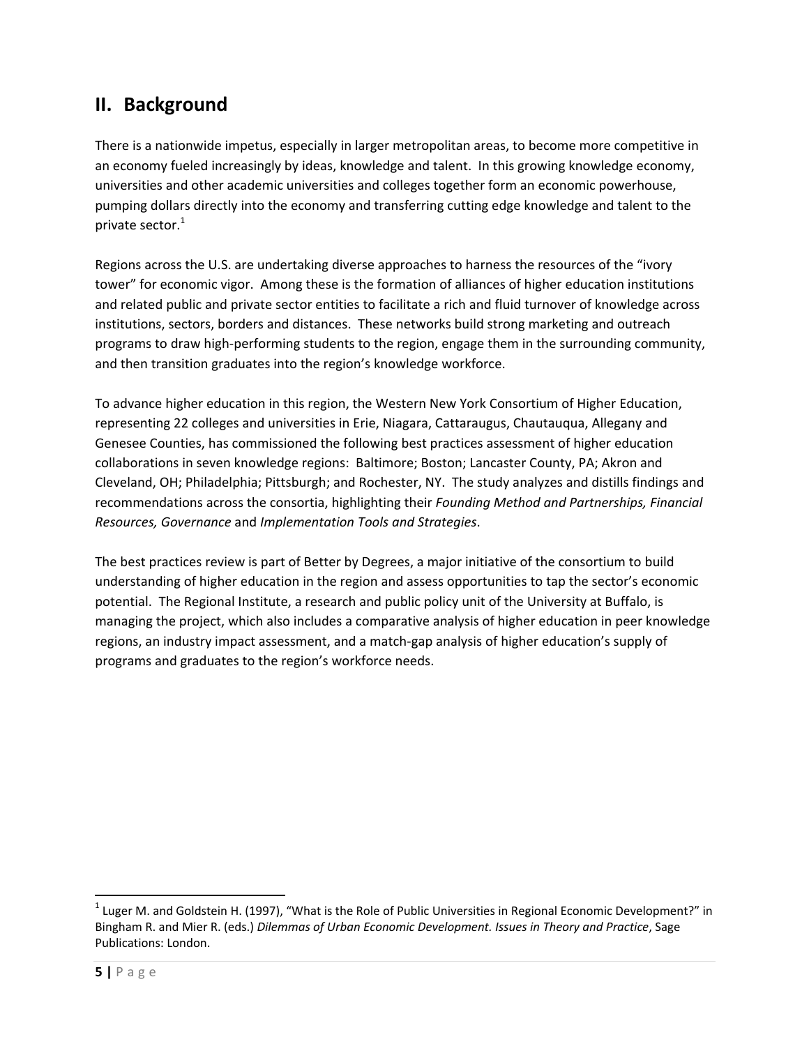## II. Background

There is a nationwide impetus, especially in larger metropolitan areas, to become more competitive in an economy fueled increasingly by ideas, knowledge and talent. In this growing knowledge economy, universities and other academic universities and colleges together form an economic powerhouse, pumping dollars directly into the economy and transferring cutting edge knowledge and talent to the private sector.[1]

Regions across the U.S. are undertaking diverse approaches to harness the resources of the "ivory tower" for economic vigor. Among these is the formation of alliances of higher education institutions and related public and private sector entities to facilitate a rich and fluid turnover of knowledge across institutions, sectors, borders and distances. These networks build strong marketing and outreach programs to draw high-performing students to the region, engage them in the surrounding community, and then transition graduates into the region's knowledge workforce.

To advance higher education in this region, the Western New York Consortium of Higher Education, representing 22 colleges and universities in Erie, Niagara, Cattaraugus, Chautauqua, Allegany and Genesee Counties, has commissioned the following best practices assessment of higher education collaborations in seven knowledge regions: Baltimore; Boston; Lancaster County, PA; Akron and Cleveland, OH; Philadelphia; Pittsburgh; and Rochester, NY. The study analyzes and distills findings and recommendations across the consortia, highlighting their *Founding Method and Partnerships, Financial Resources, Governance* and *Implementation Tools and Strategies*.

The best practices review is part of Better by Degrees, a major initiative of the consortium to build understanding of higher education in the region and assess opportunities to tap the sector's economic potential. The Regional Institute, a research and public policy unit of the University at Buffalo, is managing the project, which also includes a comparative analysis of higher education in peer knowledge regions, an industry impact assessment, and a match-gap analysis of higher education's supply of programs and graduates to the region's workforce needs.

---

[1] Luger M. and Goldstein H. (1997), "What is the Role of Public Universities in Regional Economic Development?" in Bingham R. and Mier R. (eds.) *Dilemmas of Urban Economic Development. Issues in Theory and Practice*, Sage Publications: London.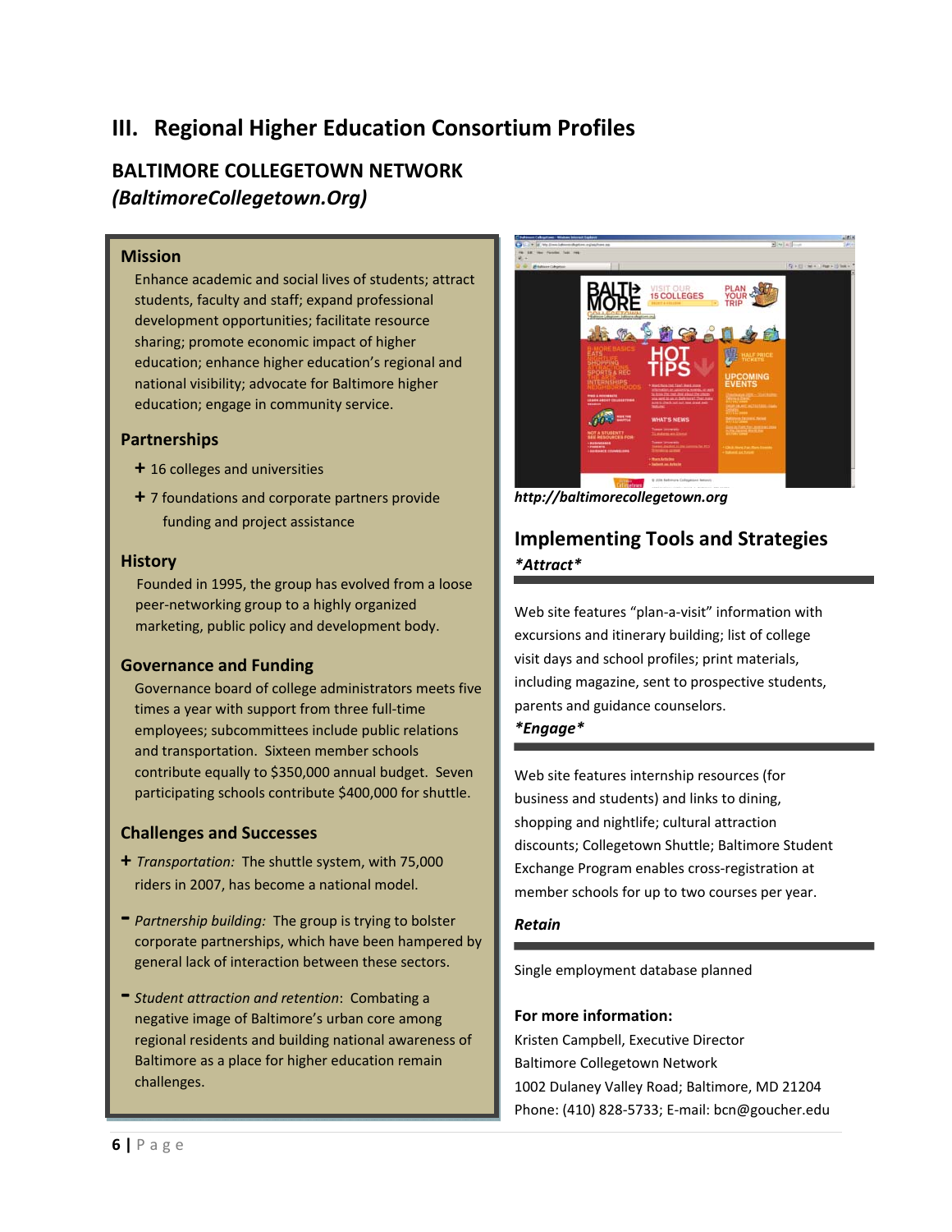# III. Regional Higher Education Consortium Profiles

## BALTIMORE COLLEGETOWN NETWORK
### *(BaltimoreCollegetown.Org)*

### Mission

Enhance academic and social lives of students; attract students, faculty and staff; expand professional development opportunities; facilitate resource sharing; promote economic impact of higher education; enhance higher education's regional and national visibility; advocate for Baltimore higher education; engage in community service.

### Partnerships

+ 16 colleges and universities
+ 7 foundations and corporate partners provide funding and project assistance

### History

Founded in 1995, the group has evolved from a loose peer-networking group to a highly organized marketing, public policy and development body.

### Governance and Funding

Governance board of college administrators meets five times a year with support from three full-time employees; subcommittees include public relations and transportation. Sixteen member schools contribute equally to $350,000 annual budget. Seven participating schools contribute $400,000 for shuttle.

### Challenges and Successes

+ *Transportation:* The shuttle system, with 75,000 riders in 2007, has become a national model.

- *Partnership building:* The group is trying to bolster corporate partnerships, which have been hampered by general lack of interaction between these sectors.

- *Student attraction and retention*: Combating a negative image of Baltimore's urban core among regional residents and building national awareness of Baltimore as a place for higher education remain challenges.

***http://baltimorecollegetown.org***

## Implementing Tools and Strategies

***Attract***

Web site features "plan-a-visit" information with excursions and itinerary building; list of college visit days and school profiles; print materials, including magazine, sent to prospective students, parents and guidance counselors.

***Engage***

Web site features internship resources (for business and students) and links to dining, shopping and nightlife; cultural attraction discounts; Collegetown Shuttle; Baltimore Student Exchange Program enables cross-registration at member schools for up to two courses per year.

***Retain***

Single employment database planned

**For more information:**
Kristen Campbell, Executive Director
Baltimore Collegetown Network
1002 Dulaney Valley Road; Baltimore, MD 21204
Phone: (410) 828-5733; E-mail: bcn@goucher.edu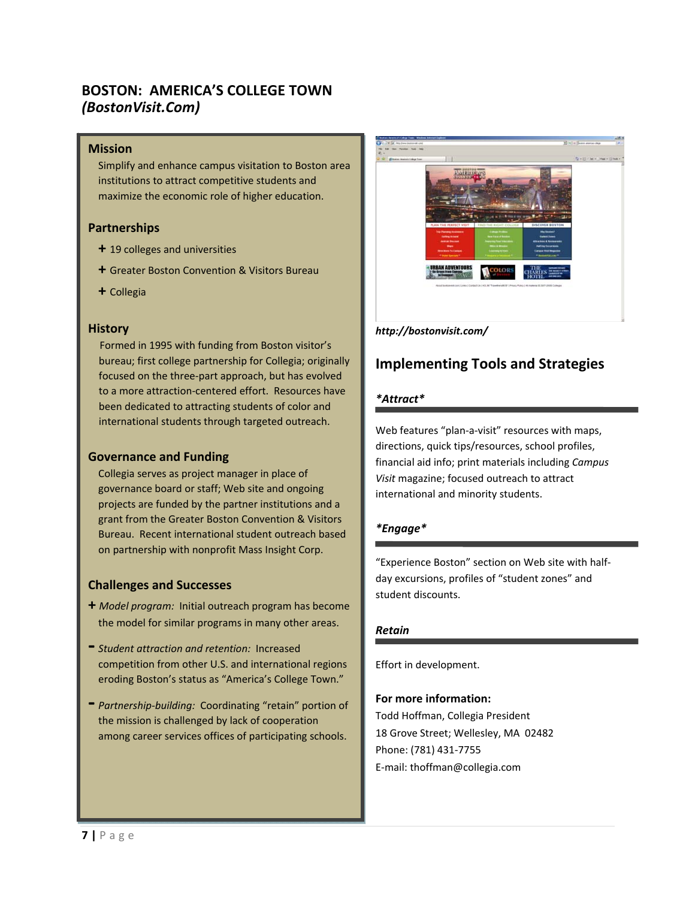## BOSTON: AMERICA'S COLLEGE TOWN
### *(BostonVisit.Com)*

### Mission

Simplify and enhance campus visitation to Boston area institutions to attract competitive students and maximize the economic role of higher education.

### Partnerships

- 19 colleges and universities
- Greater Boston Convention & Visitors Bureau
- Collegia

### History

Formed in 1995 with funding from Boston visitor's bureau; first college partnership for Collegia; originally focused on the three-part approach, but has evolved to a more attraction-centered effort. Resources have been dedicated to attracting students of color and international students through targeted outreach.

### Governance and Funding

Collegia serves as project manager in place of governance board or staff; Web site and ongoing projects are funded by the partner institutions and a grant from the Greater Boston Convention & Visitors Bureau. Recent international student outreach based on partnership with nonprofit Mass Insight Corp.

### Challenges and Successes

\+ *Model program:* Initial outreach program has become the model for similar programs in many other areas.

\- *Student attraction and retention:* Increased competition from other U.S. and international regions eroding Boston's status as "America's College Town."

\- *Partnership-building:* Coordinating "retain" portion of the mission is challenged by lack of cooperation among career services offices of participating schools.

***http://bostonvisit.com/***

## Implementing Tools and Strategies

### **\*Attract\***

Web features "plan-a-visit" resources with maps, directions, quick tips/resources, school profiles, financial aid info; print materials including *Campus Visit* magazine; focused outreach to attract international and minority students.

### **\*Engage\***

"Experience Boston" section on Web site with half-day excursions, profiles of "student zones" and student discounts.

### ***Retain***

Effort in development.

**For more information:**

Todd Hoffman, Collegia President
18 Grove Street; Wellesley, MA 02482
Phone: (781) 431-7755
E-mail: thoffman@collegia.com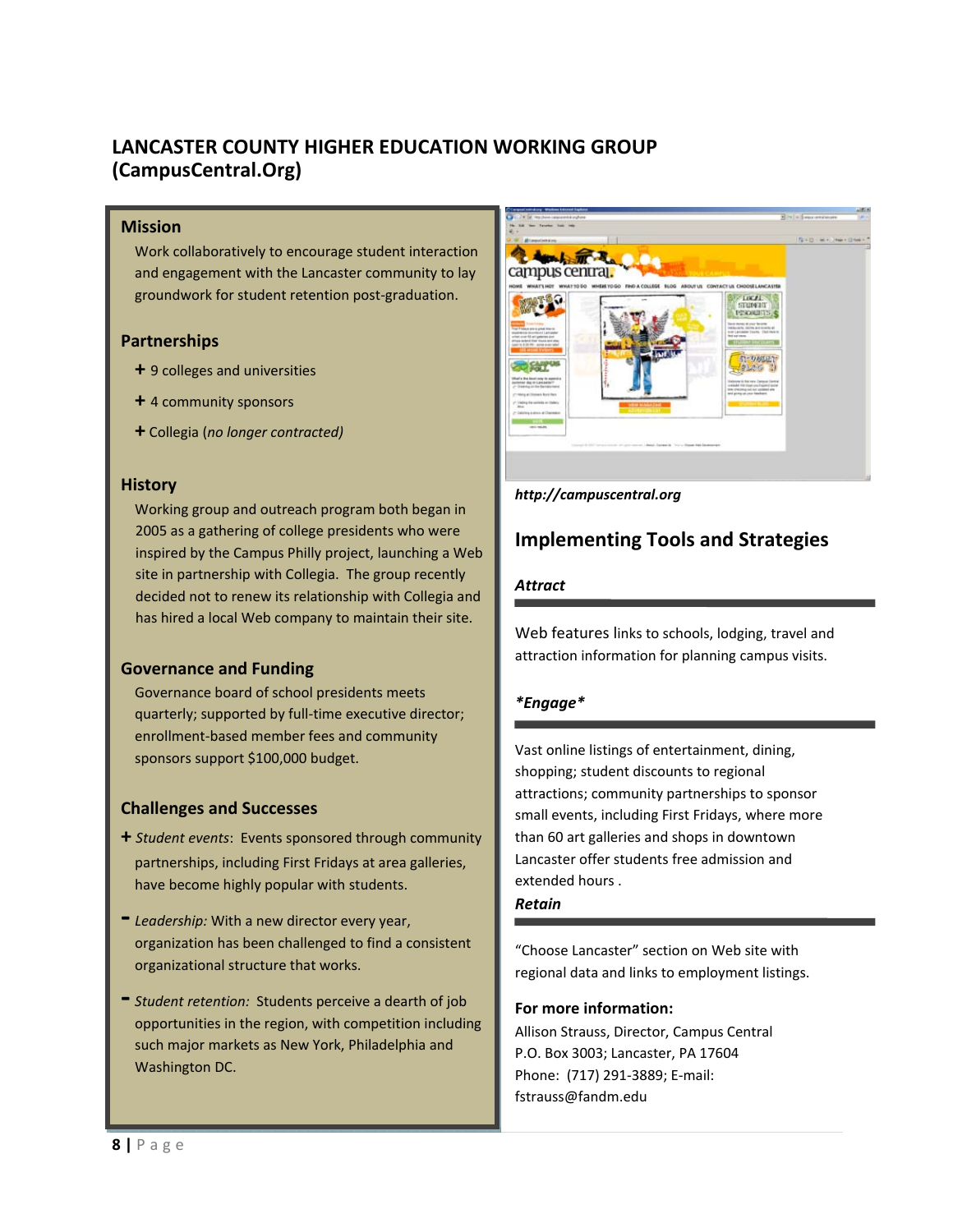# LANCASTER COUNTY HIGHER EDUCATION WORKING GROUP (CampusCentral.Org)

## Mission

Work collaboratively to encourage student interaction and engagement with the Lancaster community to lay groundwork for student retention post-graduation.

## Partnerships

+ 9 colleges and universities
+ 4 community sponsors
+ Collegia (*no longer contracted)*

## History

Working group and outreach program both began in 2005 as a gathering of college presidents who were inspired by the Campus Philly project, launching a Web site in partnership with Collegia. The group recently decided not to renew its relationship with Collegia and has hired a local Web company to maintain their site.

## Governance and Funding

Governance board of school presidents meets quarterly; supported by full-time executive director; enrollment-based member fees and community sponsors support $100,000 budget.

## Challenges and Successes

+ *Student events*: Events sponsored through community partnerships, including First Fridays at area galleries, have become highly popular with students.

- *Leadership:* With a new director every year, organization has been challenged to find a consistent organizational structure that works.

- *Student retention:* Students perceive a dearth of job opportunities in the region, with competition including such major markets as New York, Philadelphia and Washington DC.

***http://campuscentral.org***

## Implementing Tools and Strategies

### *Attract*

Web features links to schools, lodging, travel and attraction information for planning campus visits.

### **Engage**

Vast online listings of entertainment, dining, shopping; student discounts to regional attractions; community partnerships to sponsor small events, including First Fridays, where more than 60 art galleries and shops in downtown Lancaster offer students free admission and extended hours .

### *Retain*

"Choose Lancaster" section on Web site with regional data and links to employment listings.

**For more information:**

Allison Strauss, Director, Campus Central
P.O. Box 3003; Lancaster, PA 17604
Phone: (717) 291-3889; E-mail: fstrauss@fandm.edu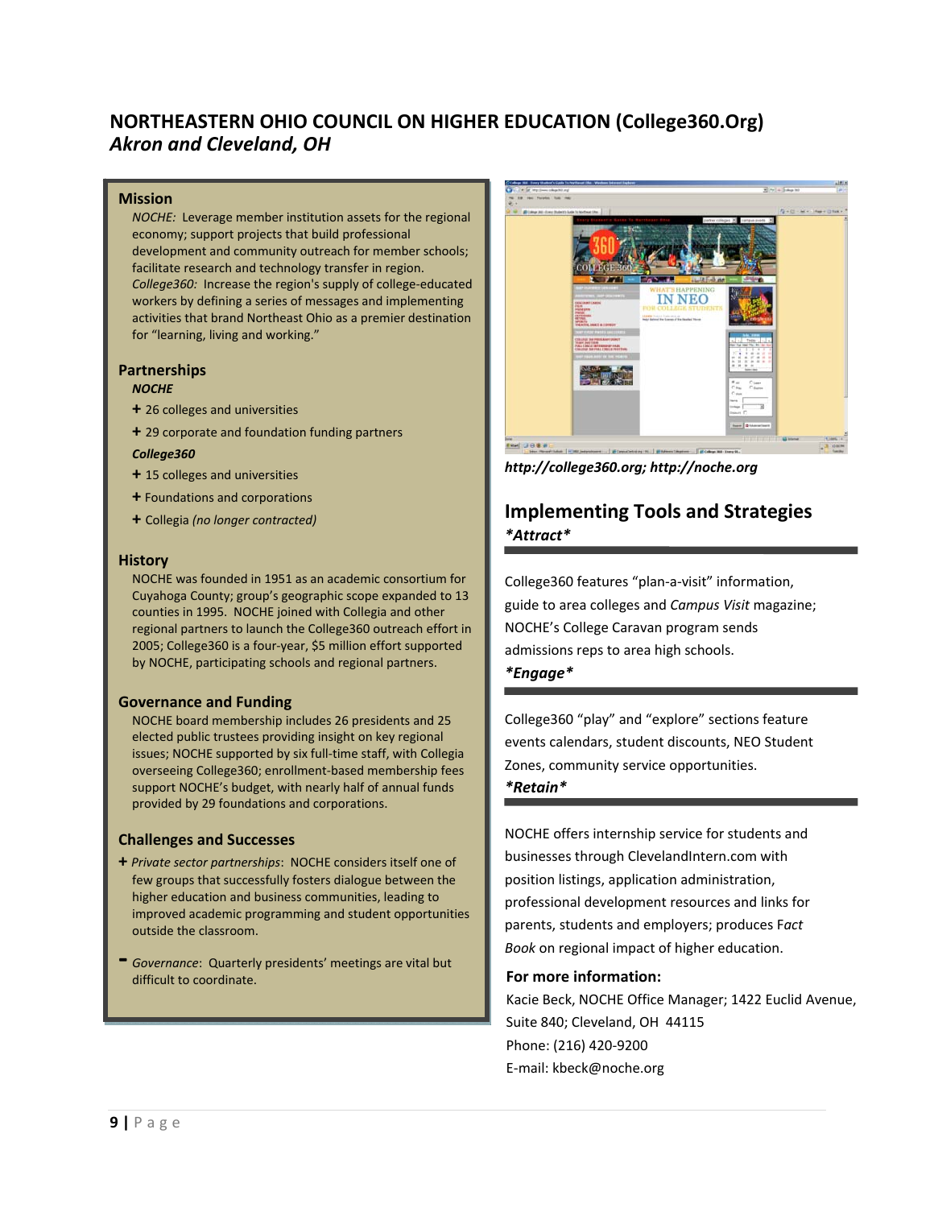# NORTHEASTERN OHIO COUNCIL ON HIGHER EDUCATION (College360.Org)
*Akron and Cleveland, OH*

## Mission

*NOCHE:* Leverage member institution assets for the regional economy; support projects that build professional development and community outreach for member schools; facilitate research and technology transfer in region. *College360:* Increase the region's supply of college-educated workers by defining a series of messages and implementing activities that brand Northeast Ohio as a premier destination for "learning, living and working."

## Partnerships

***NOCHE***

+ 26 colleges and universities
+ 29 corporate and foundation funding partners

***College360***

+ 15 colleges and universities
+ Foundations and corporations
+ Collegia *(no longer contracted)*

## History

NOCHE was founded in 1951 as an academic consortium for Cuyahoga County; group's geographic scope expanded to 13 counties in 1995. NOCHE joined with Collegia and other regional partners to launch the College360 outreach effort in 2005; College360 is a four-year, $5 million effort supported by NOCHE, participating schools and regional partners.

## Governance and Funding

NOCHE board membership includes 26 presidents and 25 elected public trustees providing insight on key regional issues; NOCHE supported by six full-time staff, with Collegia overseeing College360; enrollment-based membership fees support NOCHE's budget, with nearly half of annual funds provided by 29 foundations and corporations.

## Challenges and Successes

+ *Private sector partnerships*: NOCHE considers itself one of few groups that successfully fosters dialogue between the higher education and business communities, leading to improved academic programming and student opportunities outside the classroom.

- *Governance*: Quarterly presidents' meetings are vital but difficult to coordinate.

***http://college360.org; http://noche.org***

## Implementing Tools and Strategies

***Attract***

College360 features "plan-a-visit" information, guide to area colleges and *Campus Visit* magazine; NOCHE's College Caravan program sends admissions reps to area high schools.

***Engage***

College360 "play" and "explore" sections feature events calendars, student discounts, NEO Student Zones, community service opportunities.

***Retain***

NOCHE offers internship service for students and businesses through ClevelandIntern.com with position listings, application administration, professional development resources and links for parents, students and employers; produces *Fact Book* on regional impact of higher education.

**For more information:**

Kacie Beck, NOCHE Office Manager; 1422 Euclid Avenue, Suite 840; Cleveland, OH 44115
Phone: (216) 420-9200
E-mail: kbeck@noche.org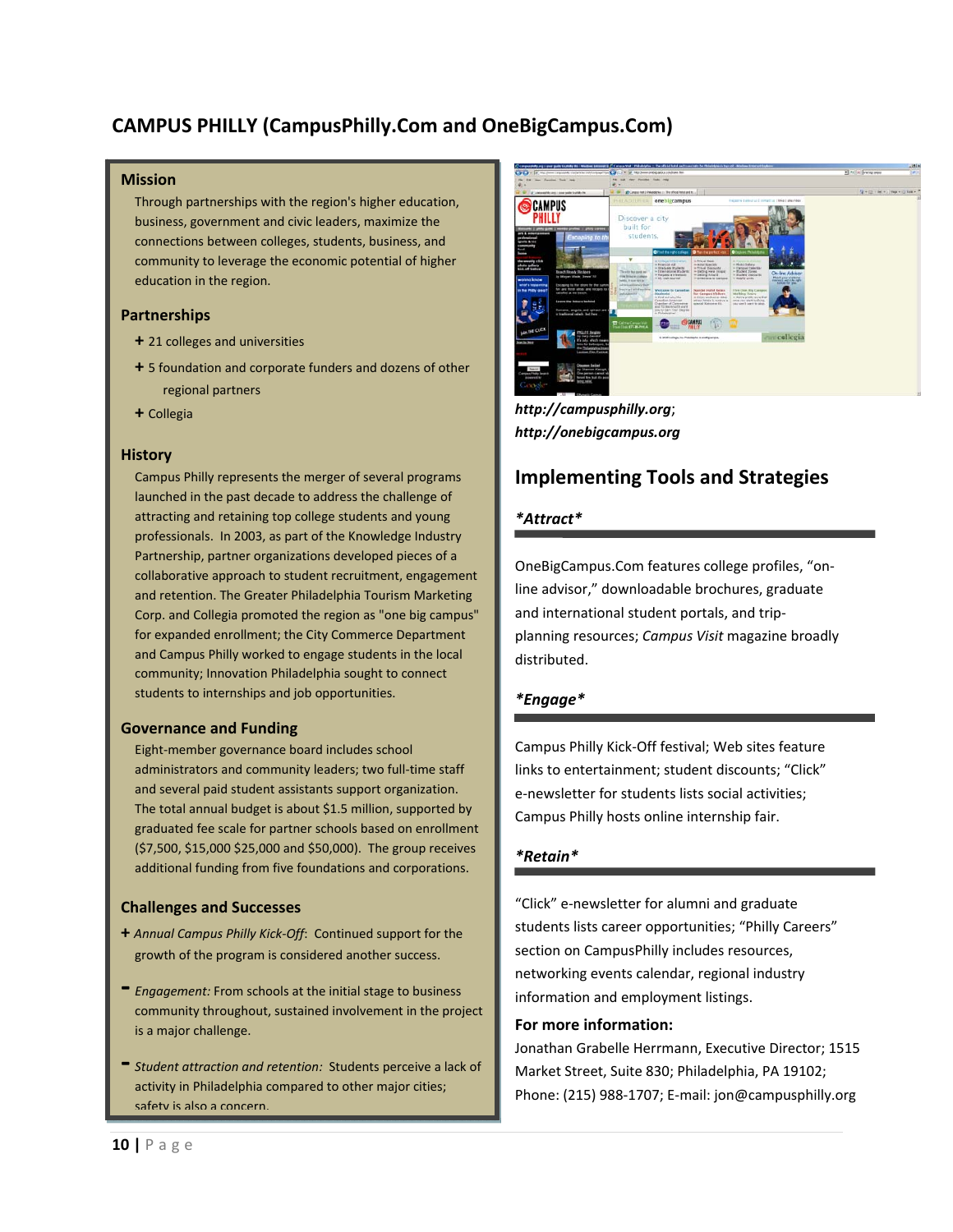## CAMPUS PHILLY (CampusPhilly.Com and OneBigCampus.Com)

### Mission

Through partnerships with the region's higher education, business, government and civic leaders, maximize the connections between colleges, students, business, and community to leverage the economic potential of higher education in the region.

### Partnerships

- 21 colleges and universities
- 5 foundation and corporate funders and dozens of other regional partners
- Collegia

### History

Campus Philly represents the merger of several programs launched in the past decade to address the challenge of attracting and retaining top college students and young professionals. In 2003, as part of the Knowledge Industry Partnership, partner organizations developed pieces of a collaborative approach to student recruitment, engagement and retention. The Greater Philadelphia Tourism Marketing Corp. and Collegia promoted the region as "one big campus" for expanded enrollment; the City Commerce Department and Campus Philly worked to engage students in the local community; Innovation Philadelphia sought to connect students to internships and job opportunities.

### Governance and Funding

Eight-member governance board includes school administrators and community leaders; two full-time staff and several paid student assistants support organization. The total annual budget is about $1.5 million, supported by graduated fee scale for partner schools based on enrollment ($7,500, $15,000 $25,000 and $50,000). The group receives additional funding from five foundations and corporations.

### Challenges and Successes

+ *Annual Campus Philly Kick-Off*: Continued support for the growth of the program is considered another success.

- *Engagement:* From schools at the initial stage to business community throughout, sustained involvement in the project is a major challenge.

- *Student attraction and retention:* Students perceive a lack of activity in Philadelphia compared to other major cities; safety is also a concern.

***http://campusphilly.org***; ***http://onebigcampus.org***

## Implementing Tools and Strategies

### *Attract*

OneBigCampus.Com features college profiles, "on-line advisor," downloadable brochures, graduate and international student portals, and trip-planning resources; *Campus Visit* magazine broadly distributed.

### *Engage*

Campus Philly Kick-Off festival; Web sites feature links to entertainment; student discounts; "Click" e-newsletter for students lists social activities; Campus Philly hosts online internship fair.

### *Retain*

"Click" e-newsletter for alumni and graduate students lists career opportunities; "Philly Careers" section on CampusPhilly includes resources, networking events calendar, regional industry information and employment listings.

**For more information:**

Jonathan Grabelle Herrmann, Executive Director; 1515 Market Street, Suite 830; Philadelphia, PA 19102; Phone: (215) 988-1707; E-mail: jon@campusphilly.org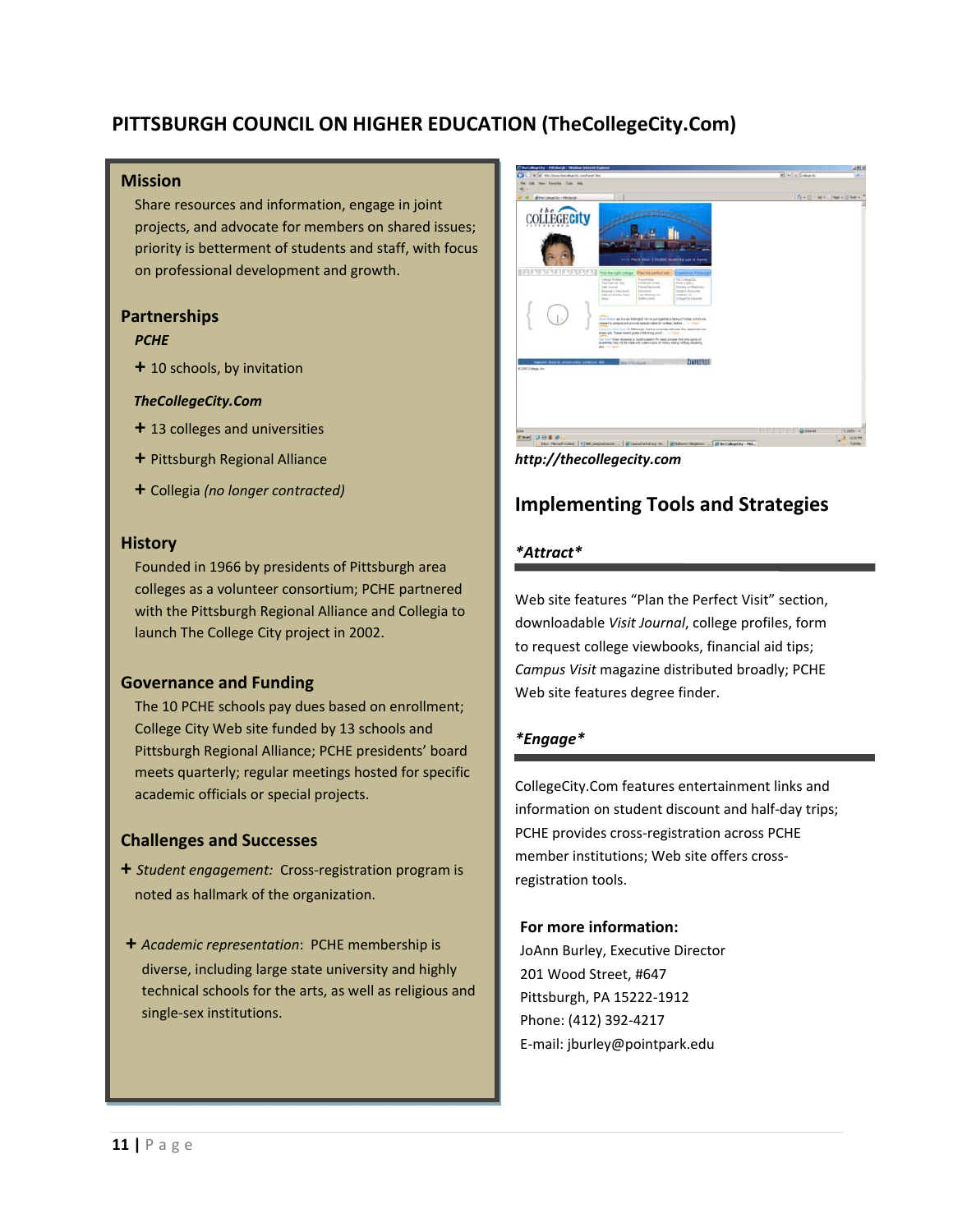## PITTSBURGH COUNCIL ON HIGHER EDUCATION (TheCollegeCity.Com)

### Mission

Share resources and information, engage in joint projects, and advocate for members on shared issues; priority is betterment of students and staff, with focus on professional development and growth.

### Partnerships

***PCHE***

- 10 schools, by invitation

***TheCollegeCity.Com***

- 13 colleges and universities
- Pittsburgh Regional Alliance
- Collegia *(no longer contracted)*

### History

Founded in 1966 by presidents of Pittsburgh area colleges as a volunteer consortium; PCHE partnered with the Pittsburgh Regional Alliance and Collegia to launch The College City project in 2002.

### Governance and Funding

The 10 PCHE schools pay dues based on enrollment; College City Web site funded by 13 schools and Pittsburgh Regional Alliance; PCHE presidents' board meets quarterly; regular meetings hosted for specific academic officials or special projects.

### Challenges and Successes

- *Student engagement:* Cross-registration program is noted as hallmark of the organization.
- *Academic representation*: PCHE membership is diverse, including large state university and highly technical schools for the arts, as well as religious and single-sex institutions.

***http://thecollegecity.com***

## Implementing Tools and Strategies

***\*Attract\****

Web site features "Plan the Perfect Visit" section, downloadable *Visit Journal*, college profiles, form to request college viewbooks, financial aid tips; *Campus Visit* magazine distributed broadly; PCHE Web site features degree finder.

***\*Engage\****

CollegeCity.Com features entertainment links and information on student discount and half-day trips; PCHE provides cross-registration across PCHE member institutions; Web site offers cross-registration tools.

**For more information:**

JoAnn Burley, Executive Director
201 Wood Street, #647
Pittsburgh, PA 15222-1912
Phone: (412) 392-4217
E-mail: jburley@pointpark.edu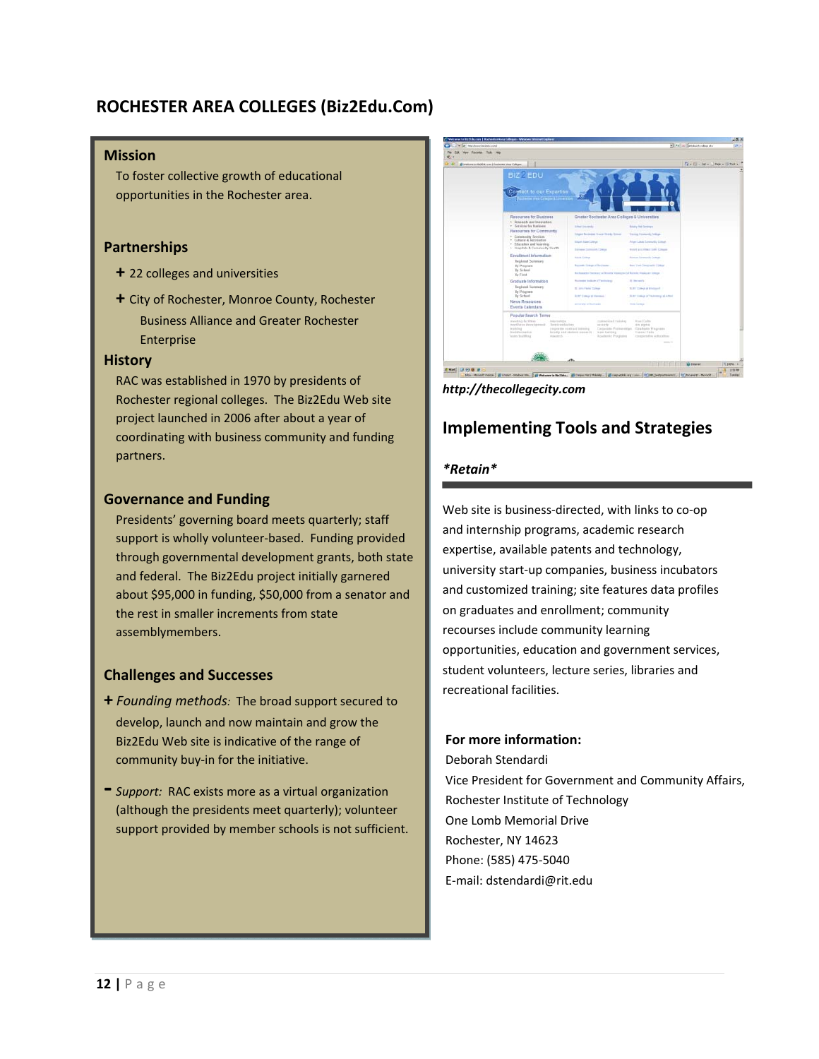## ROCHESTER AREA COLLEGES (Biz2Edu.Com)

### Mission

To foster collective growth of educational opportunities in the Rochester area.

### Partnerships

+ 22 colleges and universities
+ City of Rochester, Monroe County, Rochester Business Alliance and Greater Rochester Enterprise

### History

RAC was established in 1970 by presidents of Rochester regional colleges. The Biz2Edu Web site project launched in 2006 after about a year of coordinating with business community and funding partners.

### Governance and Funding

Presidents' governing board meets quarterly; staff support is wholly volunteer-based. Funding provided through governmental development grants, both state and federal. The Biz2Edu project initially garnered about $95,000 in funding, $50,000 from a senator and the rest in smaller increments from state assemblymembers.

### Challenges and Successes

+ *Founding methods:* The broad support secured to develop, launch and now maintain and grow the Biz2Edu Web site is indicative of the range of community buy-in for the initiative.

- *Support:* RAC exists more as a virtual organization (although the presidents meet quarterly); volunteer support provided by member schools is not sufficient.

***http://thecollegecity.com***

## Implementing Tools and Strategies

***Retain***

Web site is business-directed, with links to co-op and internship programs, academic research expertise, available patents and technology, university start-up companies, business incubators and customized training; site features data profiles on graduates and enrollment; community recourses include community learning opportunities, education and government services, student volunteers, lecture series, libraries and recreational facilities.

**For more information:**

Deborah Stendardi
Vice President for Government and Community Affairs, Rochester Institute of Technology
One Lomb Memorial Drive
Rochester, NY 14623
Phone: (585) 475-5040
E-mail: dstendardi@rit.edu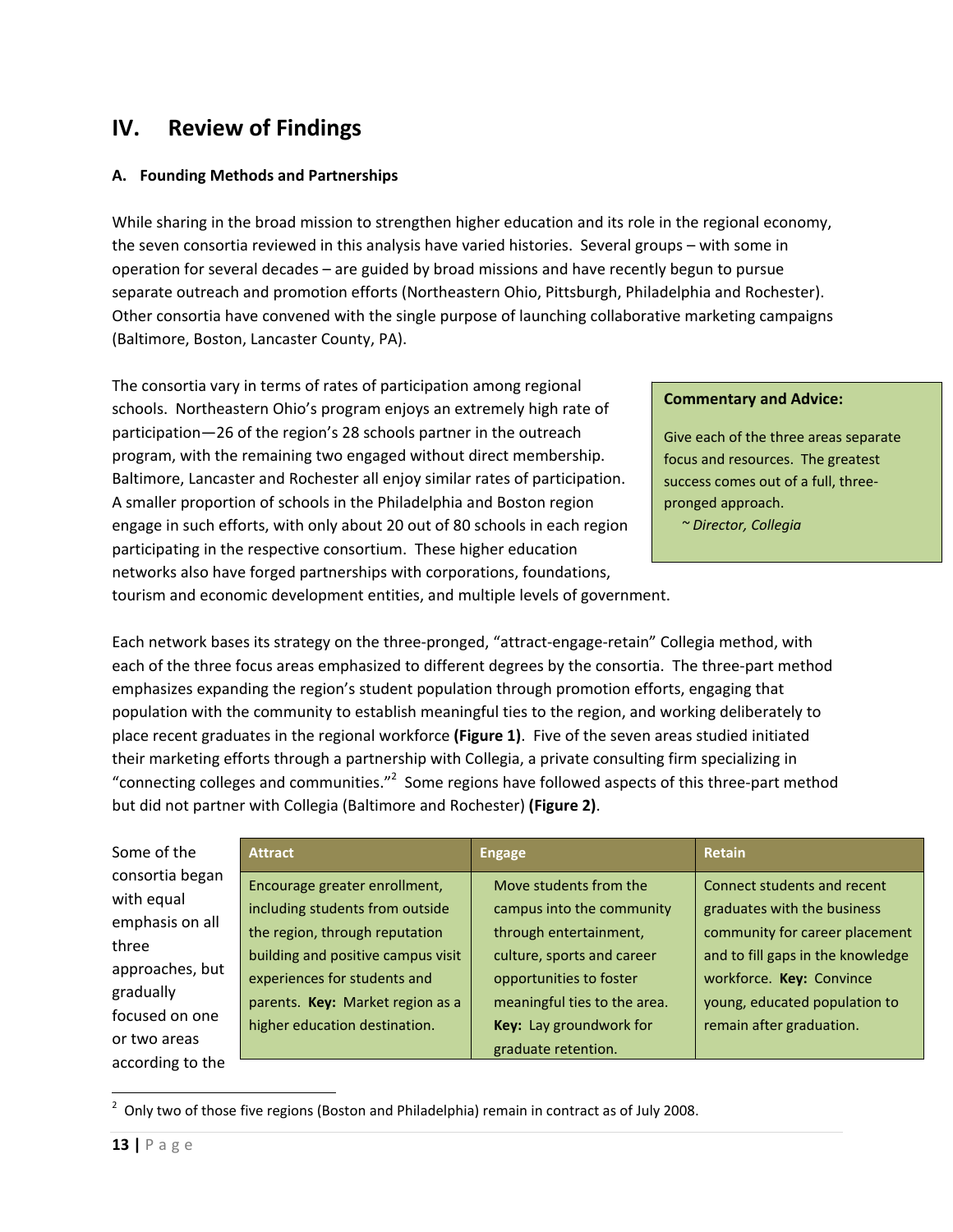# IV. Review of Findings

### A. Founding Methods and Partnerships

While sharing in the broad mission to strengthen higher education and its role in the regional economy, the seven consortia reviewed in this analysis have varied histories. Several groups – with some in operation for several decades – are guided by broad missions and have recently begun to pursue separate outreach and promotion efforts (Northeastern Ohio, Pittsburgh, Philadelphia and Rochester). Other consortia have convened with the single purpose of launching collaborative marketing campaigns (Baltimore, Boston, Lancaster County, PA).

The consortia vary in terms of rates of participation among regional schools. Northeastern Ohio's program enjoys an extremely high rate of participation—26 of the region's 28 schools partner in the outreach program, with the remaining two engaged without direct membership. Baltimore, Lancaster and Rochester all enjoy similar rates of participation. A smaller proportion of schools in the Philadelphia and Boston region engage in such efforts, with only about 20 out of 80 schools in each region participating in the respective consortium. These higher education networks also have forged partnerships with corporations, foundations, tourism and economic development entities, and multiple levels of government.

> **Commentary and Advice:**
>
> Give each of the three areas separate focus and resources. The greatest success comes out of a full, three-pronged approach.
>
> ~ *Director, Collegia*

Each network bases its strategy on the three-pronged, "attract-engage-retain" Collegia method, with each of the three focus areas emphasized to different degrees by the consortia. The three-part method emphasizes expanding the region's student population through promotion efforts, engaging that population with the community to establish meaningful ties to the region, and working deliberately to place recent graduates in the regional workforce **(Figure 1)**. Five of the seven areas studied initiated their marketing efforts through a partnership with Collegia, a private consulting firm specializing in "connecting colleges and communities."[2] Some regions have followed aspects of this three-part method but did not partner with Collegia (Baltimore and Rochester) **(Figure 2)**.

| Attract | Engage | Retain |
| --- | --- | --- |
| Encourage greater enrollment, including students from outside the region, through reputation building and positive campus visit experiences for students and parents. **Key:** Market region as a higher education destination. | Move students from the campus into the community through entertainment, culture, sports and career opportunities to foster meaningful ties to the area. **Key:** Lay groundwork for graduate retention. | Connect students and recent graduates with the business community for career placement and to fill gaps in the knowledge workforce. **Key:** Convince young, educated population to remain after graduation. |

Some of the consortia began with equal emphasis on all three approaches, but gradually focused on one or two areas according to the

[2] Only two of those five regions (Boston and Philadelphia) remain in contract as of July 2008.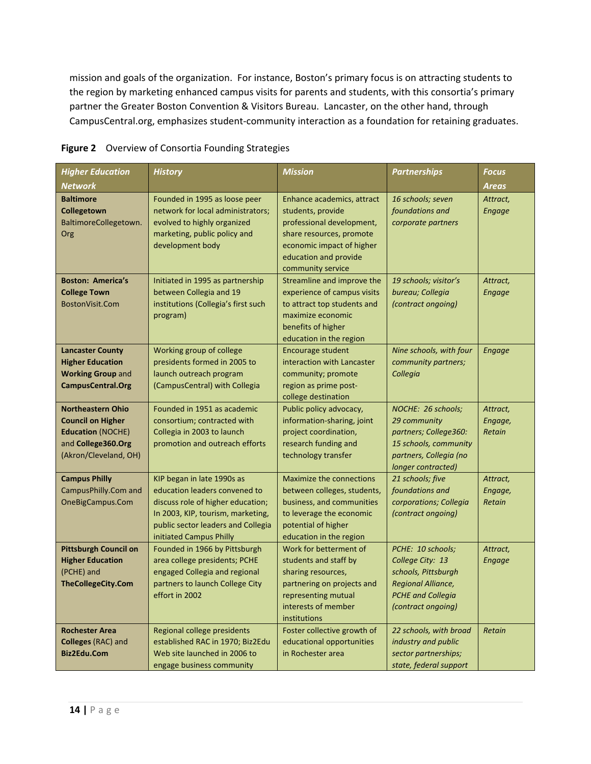mission and goals of the organization. For instance, Boston's primary focus is on attracting students to the region by marketing enhanced campus visits for parents and students, with this consortia's primary partner the Greater Boston Convention & Visitors Bureau. Lancaster, on the other hand, through CampusCentral.org, emphasizes student-community interaction as a foundation for retaining graduates.

**Figure 2** Overview of Consortia Founding Strategies

| *Higher Education Network* | *History* | *Mission* | *Partnerships* | *Focus Areas* |
|---|---|---|---|---|
| **Baltimore Collegetown** BaltimoreCollegetown.Org | Founded in 1995 as loose peer network for local administrators; evolved to highly organized marketing, public policy and development body | Enhance academics, attract students, provide professional development, share resources, promote economic impact of higher education and provide community service | *16 schools; seven foundations and corporate partners* | *Attract, Engage* |
| **Boston: America's College Town** BostonVisit.Com | Initiated in 1995 as partnership between Collegia and 19 institutions (Collegia's first such program) | Streamline and improve the experience of campus visits to attract top students and maximize economic benefits of higher education in the region | *19 schools; visitor's bureau; Collegia (contract ongoing)* | *Attract, Engage* |
| **Lancaster County Higher Education Working Group** and **CampusCentral.Org** | Working group of college presidents formed in 2005 to launch outreach program (CampusCentral) with Collegia | Encourage student interaction with Lancaster community; promote region as prime post-college destination | *Nine schools, with four community partners; Collegia* | *Engage* |
| **Northeastern Ohio Council on Higher Education** (NOCHE) and **College360.Org** (Akron/Cleveland, OH) | Founded in 1951 as academic consortium; contracted with Collegia in 2003 to launch promotion and outreach efforts | Public policy advocacy, information-sharing, joint project coordination, research funding and technology transfer | *NOCHE: 26 schools; 29 community partners; College360: 15 schools, community partners, Collegia (no longer contracted)* | *Attract, Engage, Retain* |
| **Campus Philly** CampusPhilly.Com and OneBigCampus.Com | KIP began in late 1990s as education leaders convened to discuss role of higher education; In 2003, KIP, tourism, marketing, public sector leaders and Collegia initiated Campus Philly | Maximize the connections between colleges, students, business, and communities to leverage the economic potential of higher education in the region | *21 schools; five foundations and corporations; Collegia (contract ongoing)* | *Attract, Engage, Retain* |
| **Pittsburgh Council on Higher Education** (PCHE) and **TheCollegeCity.Com** | Founded in 1966 by Pittsburgh area college presidents; PCHE engaged Collegia and regional partners to launch College City effort in 2002 | Work for betterment of students and staff by sharing resources, partnering on projects and representing mutual interests of member institutions | *PCHE: 10 schools; College City: 13 schools, Pittsburgh Regional Alliance, PCHE and Collegia (contract ongoing)* | *Attract, Engage* |
| **Rochester Area Colleges** (RAC) and **Biz2Edu.Com** | Regional college presidents established RAC in 1970; Biz2Edu Web site launched in 2006 to engage business community | Foster collective growth of educational opportunities in Rochester area | *22 schools, with broad industry and public sector partnerships; state, federal support* | *Retain* |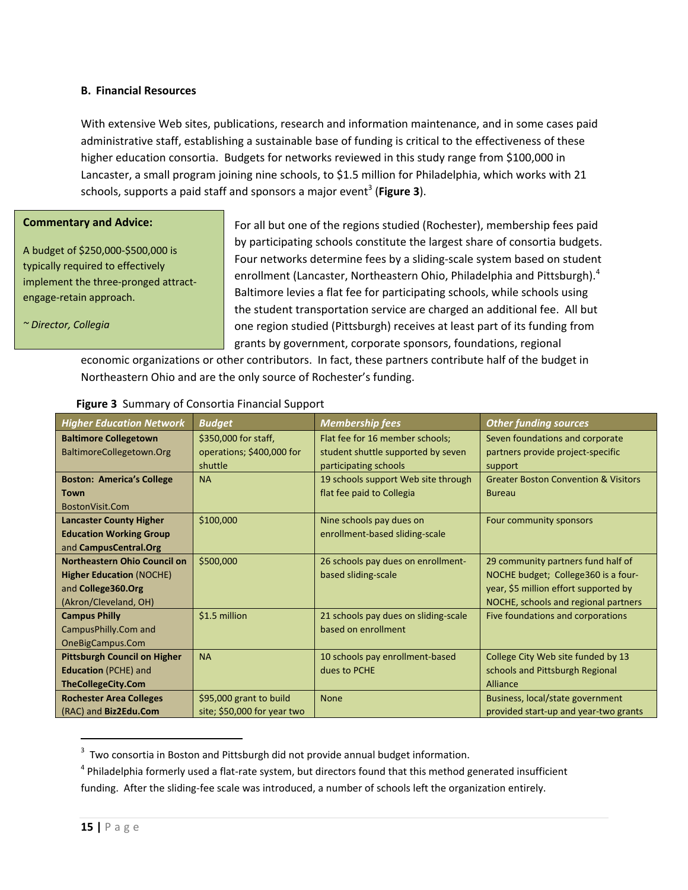### B. Financial Resources

With extensive Web sites, publications, research and information maintenance, and in some cases paid administrative staff, establishing a sustainable base of funding is critical to the effectiveness of these higher education consortia. Budgets for networks reviewed in this study range from $100,000 in Lancaster, a small program joining nine schools, to $1.5 million for Philadelphia, which works with 21 schools, supports a paid staff and sponsors a major event[3] (**Figure 3**).

> **Commentary and Advice:**
>
> A budget of $250,000-$500,000 is typically required to effectively implement the three-pronged attract-engage-retain approach.
>
> *~ Director, Collegia*

For all but one of the regions studied (Rochester), membership fees paid by participating schools constitute the largest share of consortia budgets. Four networks determine fees by a sliding-scale system based on student enrollment (Lancaster, Northeastern Ohio, Philadelphia and Pittsburgh).[4] Baltimore levies a flat fee for participating schools, while schools using the student transportation service are charged an additional fee. All but one region studied (Pittsburgh) receives at least part of its funding from grants by government, corporate sponsors, foundations, regional economic organizations or other contributors. In fact, these partners contribute half of the budget in Northeastern Ohio and are the only source of Rochester's funding.

**Figure 3** Summary of Consortia Financial Support

| *Higher Education Network* | *Budget* | *Membership fees* | *Other funding sources* |
|---|---|---|---|
| **Baltimore Collegetown** BaltimoreCollegetown.Org | $350,000 for staff, operations; $400,000 for shuttle | Flat fee for 16 member schools; student shuttle supported by seven participating schools | Seven foundations and corporate partners provide project-specific support |
| **Boston: America's College Town** BostonVisit.Com | NA | 19 schools support Web site through flat fee paid to Collegia | Greater Boston Convention & Visitors Bureau |
| **Lancaster County Higher Education Working Group** and **CampusCentral.Org** | $100,000 | Nine schools pay dues on enrollment-based sliding-scale | Four community sponsors |
| **Northeastern Ohio Council on Higher Education** (NOCHE) and **College360.Org** (Akron/Cleveland, OH) | $500,000 | 26 schools pay dues on enrollment-based sliding-scale | 29 community partners fund half of NOCHE budget; College360 is a four-year, $5 million effort supported by NOCHE, schools and regional partners |
| **Campus Philly** CampusPhilly.Com and OneBigCampus.Com | $1.5 million | 21 schools pay dues on sliding-scale based on enrollment | Five foundations and corporations |
| **Pittsburgh Council on Higher Education** (PCHE) and **TheCollegeCity.Com** | NA | 10 schools pay enrollment-based dues to PCHE | College City Web site funded by 13 schools and Pittsburgh Regional Alliance |
| **Rochester Area Colleges** (RAC) and **Biz2Edu.Com** | $95,000 grant to build site; $50,000 for year two | None | Business, local/state government provided start-up and year-two grants |

[3] Two consortia in Boston and Pittsburgh did not provide annual budget information.

[4] Philadelphia formerly used a flat-rate system, but directors found that this method generated insufficient funding. After the sliding-fee scale was introduced, a number of schools left the organization entirely.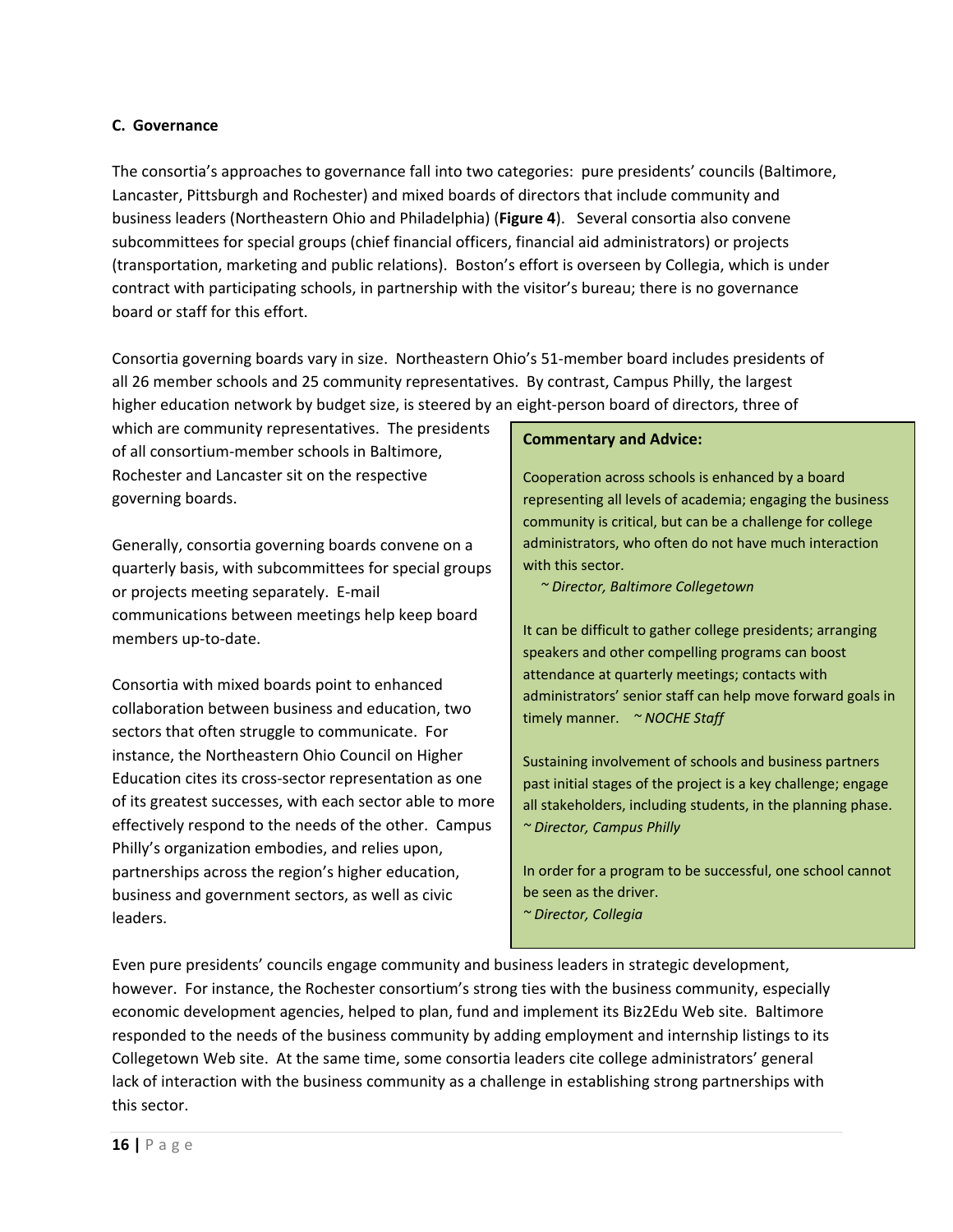**C. Governance**

The consortia's approaches to governance fall into two categories: pure presidents' councils (Baltimore, Lancaster, Pittsburgh and Rochester) and mixed boards of directors that include community and business leaders (Northeastern Ohio and Philadelphia) (**Figure 4**). Several consortia also convene subcommittees for special groups (chief financial officers, financial aid administrators) or projects (transportation, marketing and public relations). Boston's effort is overseen by Collegia, which is under contract with participating schools, in partnership with the visitor's bureau; there is no governance board or staff for this effort.

Consortia governing boards vary in size. Northeastern Ohio's 51-member board includes presidents of all 26 member schools and 25 community representatives. By contrast, Campus Philly, the largest higher education network by budget size, is steered by an eight-person board of directors, three of which are community representatives. The presidents of all consortium-member schools in Baltimore, Rochester and Lancaster sit on the respective governing boards.

Generally, consortia governing boards convene on a quarterly basis, with subcommittees for special groups or projects meeting separately. E-mail communications between meetings help keep board members up-to-date.

Consortia with mixed boards point to enhanced collaboration between business and education, two sectors that often struggle to communicate. For instance, the Northeastern Ohio Council on Higher Education cites its cross-sector representation as one of its greatest successes, with each sector able to more effectively respond to the needs of the other. Campus Philly's organization embodies, and relies upon, partnerships across the region's higher education, business and government sectors, as well as civic leaders.

> **Commentary and Advice:**
>
> Cooperation across schools is enhanced by a board representing all levels of academia; engaging the business community is critical, but can be a challenge for college administrators, who often do not have much interaction with this sector.
> *~ Director, Baltimore Collegetown*
>
> It can be difficult to gather college presidents; arranging speakers and other compelling programs can boost attendance at quarterly meetings; contacts with administrators' senior staff can help move forward goals in timely manner. *~ NOCHE Staff*
>
> Sustaining involvement of schools and business partners past initial stages of the project is a key challenge; engage all stakeholders, including students, in the planning phase.
> *~ Director, Campus Philly*
>
> In order for a program to be successful, one school cannot be seen as the driver.
> *~ Director, Collegia*

Even pure presidents' councils engage community and business leaders in strategic development, however. For instance, the Rochester consortium's strong ties with the business community, especially economic development agencies, helped to plan, fund and implement its Biz2Edu Web site. Baltimore responded to the needs of the business community by adding employment and internship listings to its Collegetown Web site. At the same time, some consortia leaders cite college administrators' general lack of interaction with the business community as a challenge in establishing strong partnerships with this sector.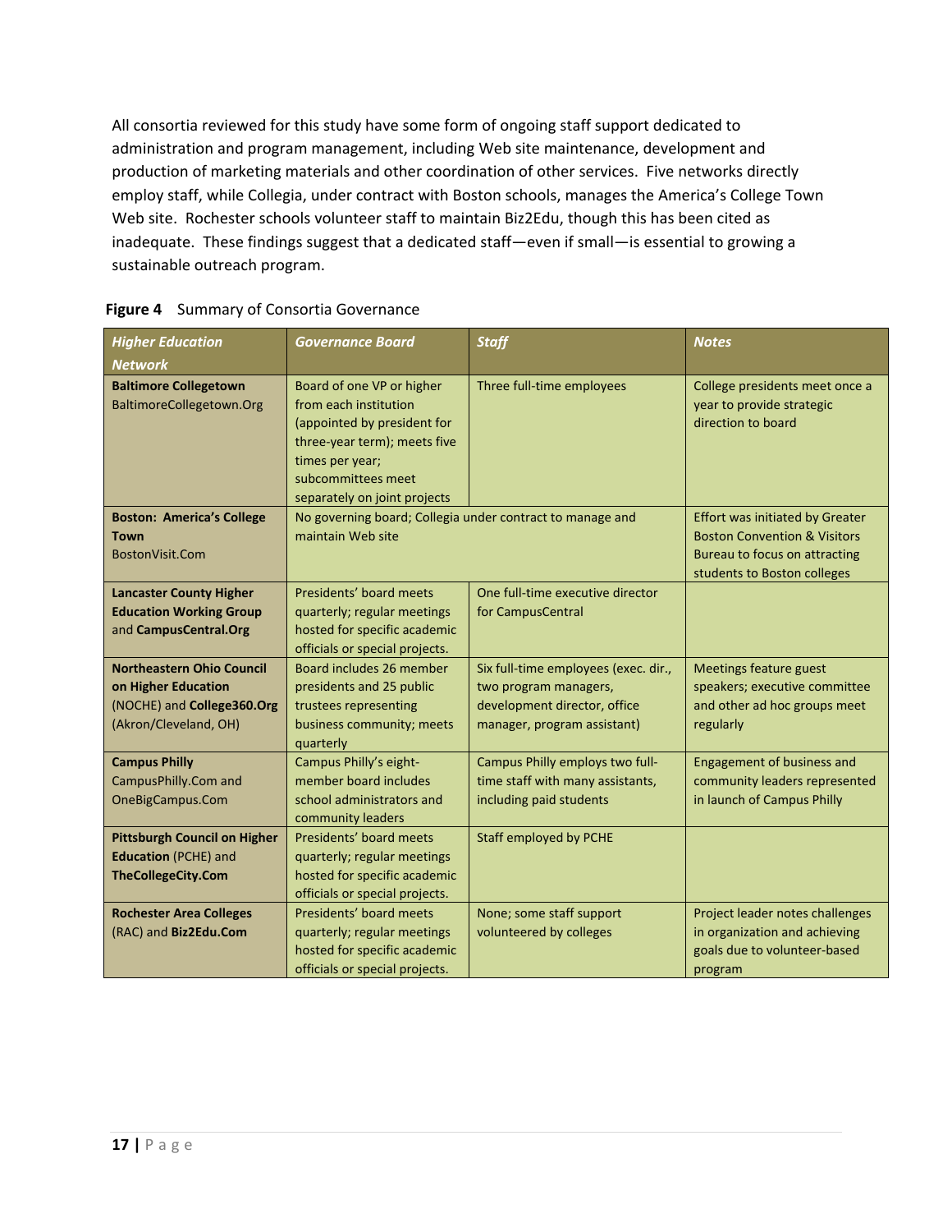All consortia reviewed for this study have some form of ongoing staff support dedicated to administration and program management, including Web site maintenance, development and production of marketing materials and other coordination of other services. Five networks directly employ staff, while Collegia, under contract with Boston schools, manages the America's College Town Web site. Rochester schools volunteer staff to maintain Biz2Edu, though this has been cited as inadequate. These findings suggest that a dedicated staff—even if small—is essential to growing a sustainable outreach program.

**Figure 4** Summary of Consortia Governance

| *Higher Education Network* | *Governance Board* | *Staff* | *Notes* |
|---|---|---|---|
| **Baltimore Collegetown** BaltimoreCollegetown.Org | Board of one VP or higher from each institution (appointed by president for three-year term); meets five times per year; subcommittees meet separately on joint projects | Three full-time employees | College presidents meet once a year to provide strategic direction to board |
| **Boston: America's College Town** BostonVisit.Com | No governing board; Collegia under contract to manage and maintain Web site | | Effort was initiated by Greater Boston Convention & Visitors Bureau to focus on attracting students to Boston colleges |
| **Lancaster County Higher Education Working Group** and **CampusCentral.Org** | Presidents' board meets quarterly; regular meetings hosted for specific academic officials or special projects. | One full-time executive director for CampusCentral | |
| **Northeastern Ohio Council on Higher Education** (NOCHE) and **College360.Org** (Akron/Cleveland, OH) | Board includes 26 member presidents and 25 public trustees representing business community; meets quarterly | Six full-time employees (exec. dir., two program managers, development director, office manager, program assistant) | Meetings feature guest speakers; executive committee and other ad hoc groups meet regularly |
| **Campus Philly** CampusPhilly.Com and OneBigCampus.Com | Campus Philly's eight-member board includes school administrators and community leaders | Campus Philly employs two full-time staff with many assistants, including paid students | Engagement of business and community leaders represented in launch of Campus Philly |
| **Pittsburgh Council on Higher Education** (PCHE) and **TheCollegeCity.Com** | Presidents' board meets quarterly; regular meetings hosted for specific academic officials or special projects. | Staff employed by PCHE | |
| **Rochester Area Colleges** (RAC) and **Biz2Edu.Com** | Presidents' board meets quarterly; regular meetings hosted for specific academic officials or special projects. | None; some staff support volunteered by colleges | Project leader notes challenges in organization and achieving goals due to volunteer-based program |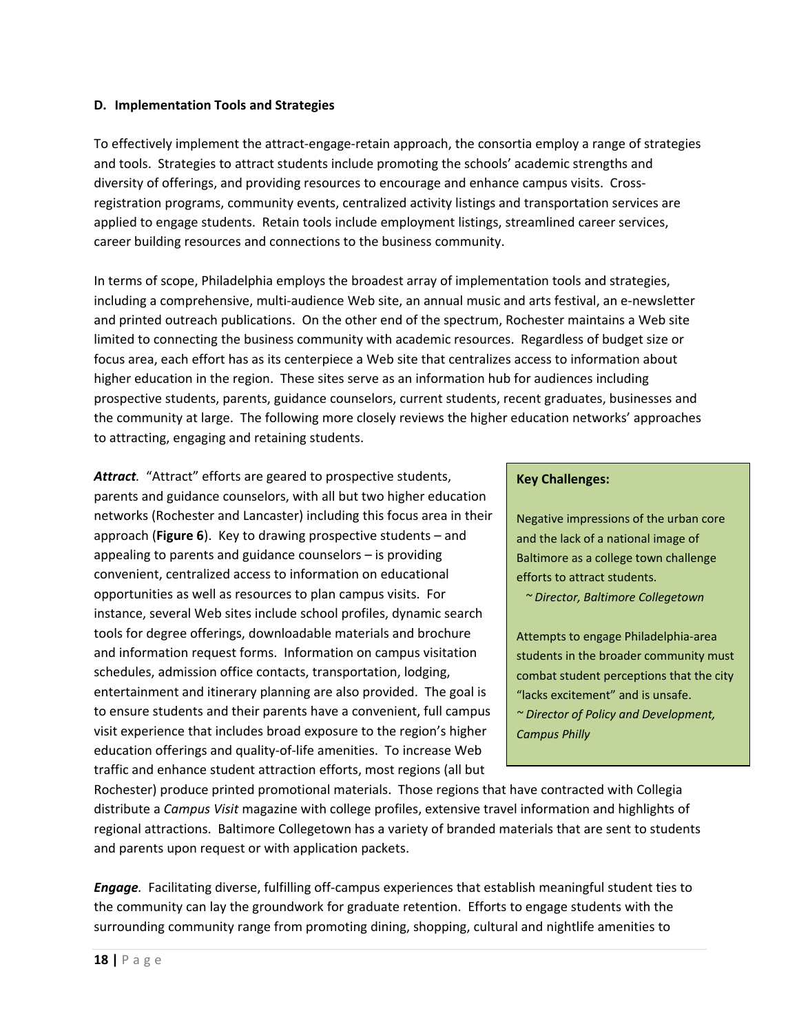### D. Implementation Tools and Strategies

To effectively implement the attract-engage-retain approach, the consortia employ a range of strategies and tools. Strategies to attract students include promoting the schools' academic strengths and diversity of offerings, and providing resources to encourage and enhance campus visits. Cross-registration programs, community events, centralized activity listings and transportation services are applied to engage students. Retain tools include employment listings, streamlined career services, career building resources and connections to the business community.

In terms of scope, Philadelphia employs the broadest array of implementation tools and strategies, including a comprehensive, multi-audience Web site, an annual music and arts festival, an e-newsletter and printed outreach publications. On the other end of the spectrum, Rochester maintains a Web site limited to connecting the business community with academic resources. Regardless of budget size or focus area, each effort has as its centerpiece a Web site that centralizes access to information about higher education in the region. These sites serve as an information hub for audiences including prospective students, parents, guidance counselors, current students, recent graduates, businesses and the community at large. The following more closely reviews the higher education networks' approaches to attracting, engaging and retaining students.

> **Key Challenges:**
>
> Negative impressions of the urban core and the lack of a national image of Baltimore as a college town challenge efforts to attract students.
> *~ Director, Baltimore Collegetown*
>
> Attempts to engage Philadelphia-area students in the broader community must combat student perceptions that the city "lacks excitement" and is unsafe.
> *~ Director of Policy and Development, Campus Philly*

***Attract.*** "Attract" efforts are geared to prospective students, parents and guidance counselors, with all but two higher education networks (Rochester and Lancaster) including this focus area in their approach (**Figure 6**). Key to drawing prospective students – and appealing to parents and guidance counselors – is providing convenient, centralized access to information on educational opportunities as well as resources to plan campus visits. For instance, several Web sites include school profiles, dynamic search tools for degree offerings, downloadable materials and brochure and information request forms. Information on campus visitation schedules, admission office contacts, transportation, lodging, entertainment and itinerary planning are also provided. The goal is to ensure students and their parents have a convenient, full campus visit experience that includes broad exposure to the region's higher education offerings and quality-of-life amenities. To increase Web traffic and enhance student attraction efforts, most regions (all but Rochester) produce printed promotional materials. Those regions that have contracted with Collegia distribute a *Campus Visit* magazine with college profiles, extensive travel information and highlights of regional attractions. Baltimore Collegetown has a variety of branded materials that are sent to students and parents upon request or with application packets.

***Engage.*** Facilitating diverse, fulfilling off-campus experiences that establish meaningful student ties to the community can lay the groundwork for graduate retention. Efforts to engage students with the surrounding community range from promoting dining, shopping, cultural and nightlife amenities to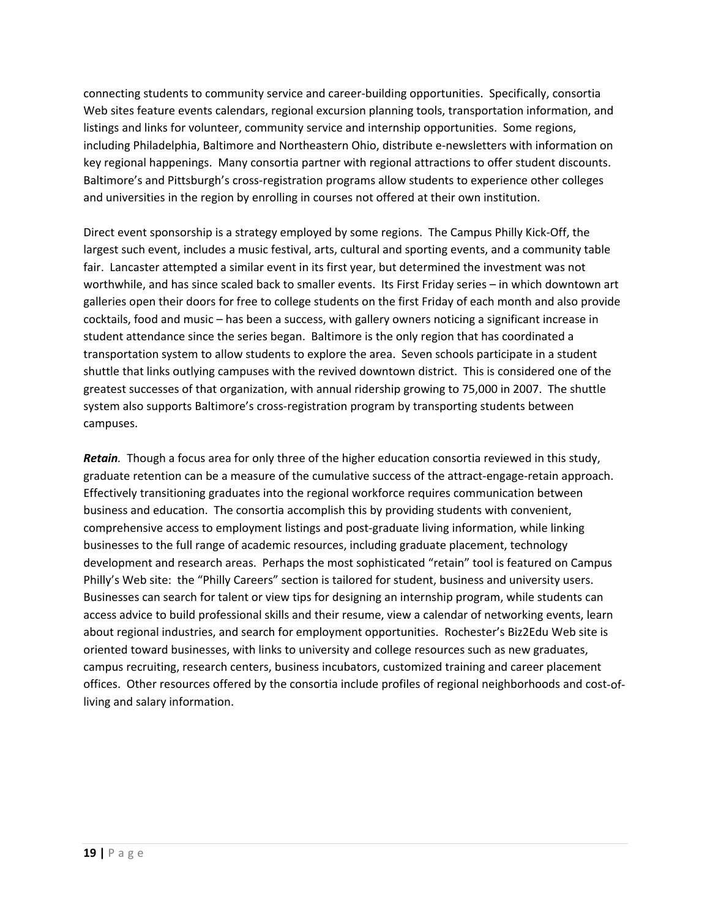connecting students to community service and career-building opportunities. Specifically, consortia Web sites feature events calendars, regional excursion planning tools, transportation information, and listings and links for volunteer, community service and internship opportunities. Some regions, including Philadelphia, Baltimore and Northeastern Ohio, distribute e-newsletters with information on key regional happenings. Many consortia partner with regional attractions to offer student discounts. Baltimore's and Pittsburgh's cross-registration programs allow students to experience other colleges and universities in the region by enrolling in courses not offered at their own institution.

Direct event sponsorship is a strategy employed by some regions. The Campus Philly Kick-Off, the largest such event, includes a music festival, arts, cultural and sporting events, and a community table fair. Lancaster attempted a similar event in its first year, but determined the investment was not worthwhile, and has since scaled back to smaller events. Its First Friday series – in which downtown art galleries open their doors for free to college students on the first Friday of each month and also provide cocktails, food and music – has been a success, with gallery owners noticing a significant increase in student attendance since the series began. Baltimore is the only region that has coordinated a transportation system to allow students to explore the area. Seven schools participate in a student shuttle that links outlying campuses with the revived downtown district. This is considered one of the greatest successes of that organization, with annual ridership growing to 75,000 in 2007. The shuttle system also supports Baltimore's cross-registration program by transporting students between campuses.

***Retain.*** Though a focus area for only three of the higher education consortia reviewed in this study, graduate retention can be a measure of the cumulative success of the attract-engage-retain approach. Effectively transitioning graduates into the regional workforce requires communication between business and education. The consortia accomplish this by providing students with convenient, comprehensive access to employment listings and post-graduate living information, while linking businesses to the full range of academic resources, including graduate placement, technology development and research areas. Perhaps the most sophisticated "retain" tool is featured on Campus Philly's Web site: the "Philly Careers" section is tailored for student, business and university users. Businesses can search for talent or view tips for designing an internship program, while students can access advice to build professional skills and their resume, view a calendar of networking events, learn about regional industries, and search for employment opportunities. Rochester's Biz2Edu Web site is oriented toward businesses, with links to university and college resources such as new graduates, campus recruiting, research centers, business incubators, customized training and career placement offices. Other resources offered by the consortia include profiles of regional neighborhoods and cost-of-living and salary information.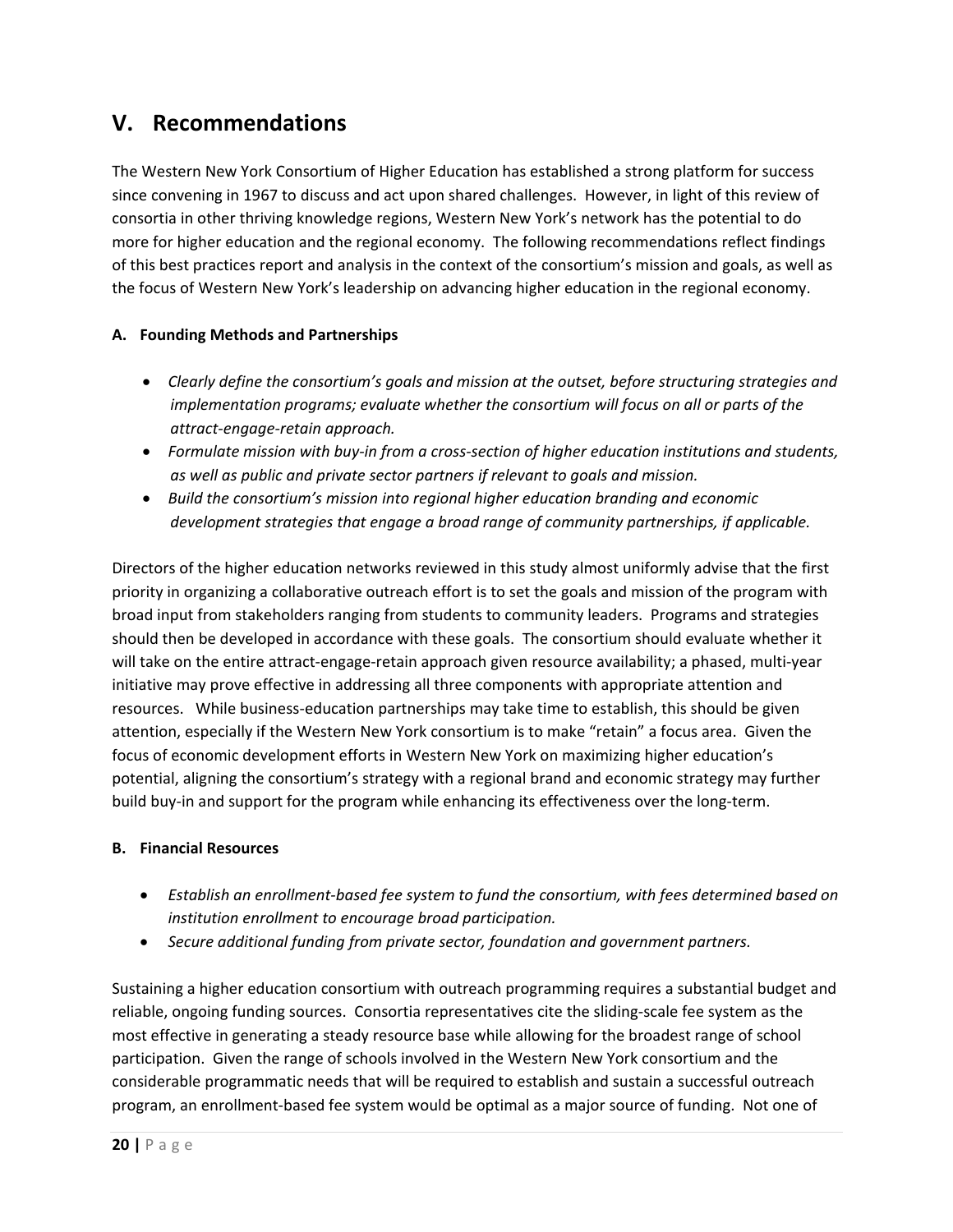## V. Recommendations

The Western New York Consortium of Higher Education has established a strong platform for success since convening in 1967 to discuss and act upon shared challenges. However, in light of this review of consortia in other thriving knowledge regions, Western New York's network has the potential to do more for higher education and the regional economy. The following recommendations reflect findings of this best practices report and analysis in the context of the consortium's mission and goals, as well as the focus of Western New York's leadership on advancing higher education in the regional economy.

### A. Founding Methods and Partnerships

- *Clearly define the consortium's goals and mission at the outset, before structuring strategies and implementation programs; evaluate whether the consortium will focus on all or parts of the attract-engage-retain approach.*
- *Formulate mission with buy-in from a cross-section of higher education institutions and students, as well as public and private sector partners if relevant to goals and mission.*
- *Build the consortium's mission into regional higher education branding and economic development strategies that engage a broad range of community partnerships, if applicable.*

Directors of the higher education networks reviewed in this study almost uniformly advise that the first priority in organizing a collaborative outreach effort is to set the goals and mission of the program with broad input from stakeholders ranging from students to community leaders. Programs and strategies should then be developed in accordance with these goals. The consortium should evaluate whether it will take on the entire attract-engage-retain approach given resource availability; a phased, multi-year initiative may prove effective in addressing all three components with appropriate attention and resources. While business-education partnerships may take time to establish, this should be given attention, especially if the Western New York consortium is to make "retain" a focus area. Given the focus of economic development efforts in Western New York on maximizing higher education's potential, aligning the consortium's strategy with a regional brand and economic strategy may further build buy-in and support for the program while enhancing its effectiveness over the long-term.

### B. Financial Resources

- *Establish an enrollment-based fee system to fund the consortium, with fees determined based on institution enrollment to encourage broad participation.*
- *Secure additional funding from private sector, foundation and government partners.*

Sustaining a higher education consortium with outreach programming requires a substantial budget and reliable, ongoing funding sources. Consortia representatives cite the sliding-scale fee system as the most effective in generating a steady resource base while allowing for the broadest range of school participation. Given the range of schools involved in the Western New York consortium and the considerable programmatic needs that will be required to establish and sustain a successful outreach program, an enrollment-based fee system would be optimal as a major source of funding. Not one of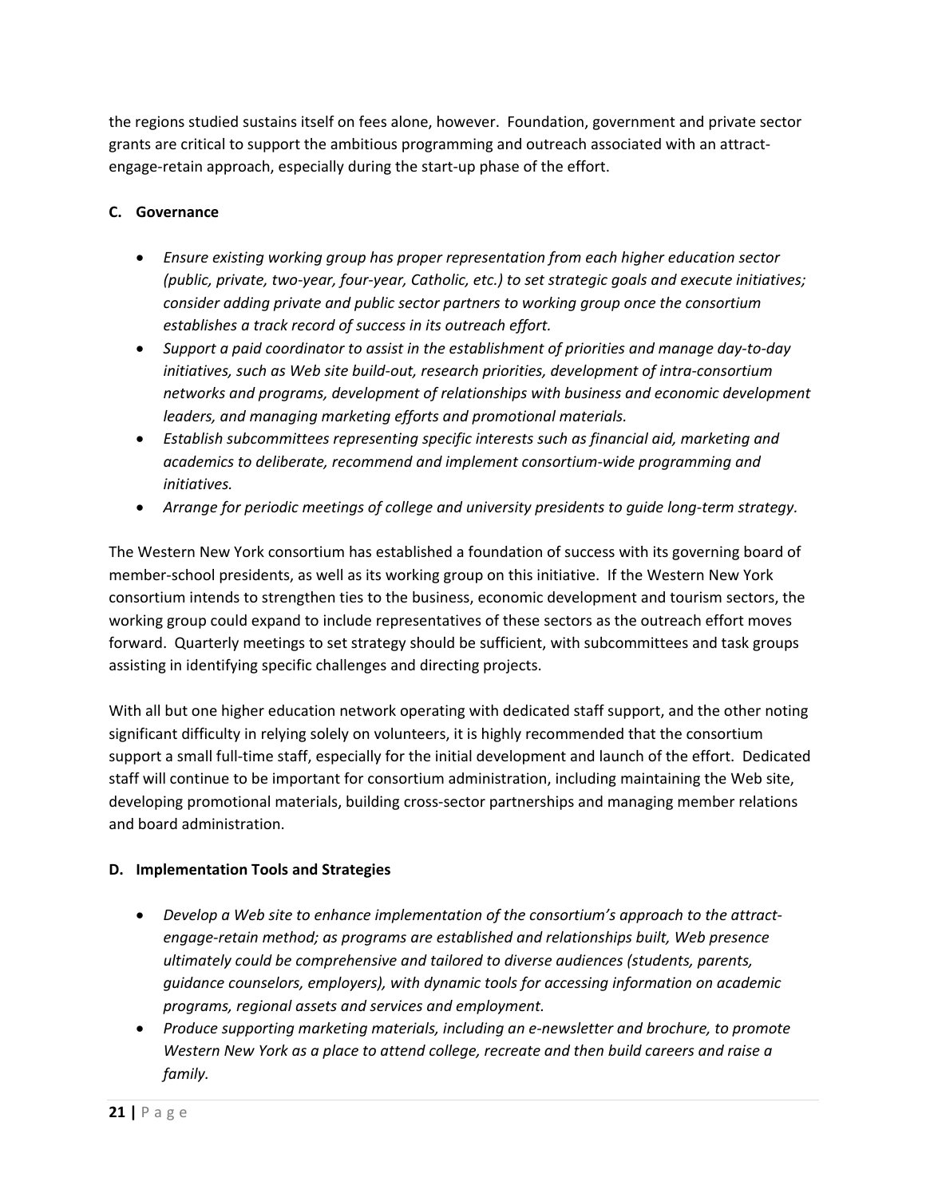the regions studied sustains itself on fees alone, however. Foundation, government and private sector grants are critical to support the ambitious programming and outreach associated with an attract-engage-retain approach, especially during the start-up phase of the effort.

**C. Governance**

- *Ensure existing working group has proper representation from each higher education sector (public, private, two-year, four-year, Catholic, etc.) to set strategic goals and execute initiatives; consider adding private and public sector partners to working group once the consortium establishes a track record of success in its outreach effort.*
- *Support a paid coordinator to assist in the establishment of priorities and manage day-to-day initiatives, such as Web site build-out, research priorities, development of intra-consortium networks and programs, development of relationships with business and economic development leaders, and managing marketing efforts and promotional materials.*
- *Establish subcommittees representing specific interests such as financial aid, marketing and academics to deliberate, recommend and implement consortium-wide programming and initiatives.*
- *Arrange for periodic meetings of college and university presidents to guide long-term strategy.*

The Western New York consortium has established a foundation of success with its governing board of member-school presidents, as well as its working group on this initiative. If the Western New York consortium intends to strengthen ties to the business, economic development and tourism sectors, the working group could expand to include representatives of these sectors as the outreach effort moves forward. Quarterly meetings to set strategy should be sufficient, with subcommittees and task groups assisting in identifying specific challenges and directing projects.

With all but one higher education network operating with dedicated staff support, and the other noting significant difficulty in relying solely on volunteers, it is highly recommended that the consortium support a small full-time staff, especially for the initial development and launch of the effort. Dedicated staff will continue to be important for consortium administration, including maintaining the Web site, developing promotional materials, building cross-sector partnerships and managing member relations and board administration.

**D. Implementation Tools and Strategies**

- *Develop a Web site to enhance implementation of the consortium's approach to the attract-engage-retain method; as programs are established and relationships built, Web presence ultimately could be comprehensive and tailored to diverse audiences (students, parents, guidance counselors, employers), with dynamic tools for accessing information on academic programs, regional assets and services and employment.*
- *Produce supporting marketing materials, including an e-newsletter and brochure, to promote Western New York as a place to attend college, recreate and then build careers and raise a family.*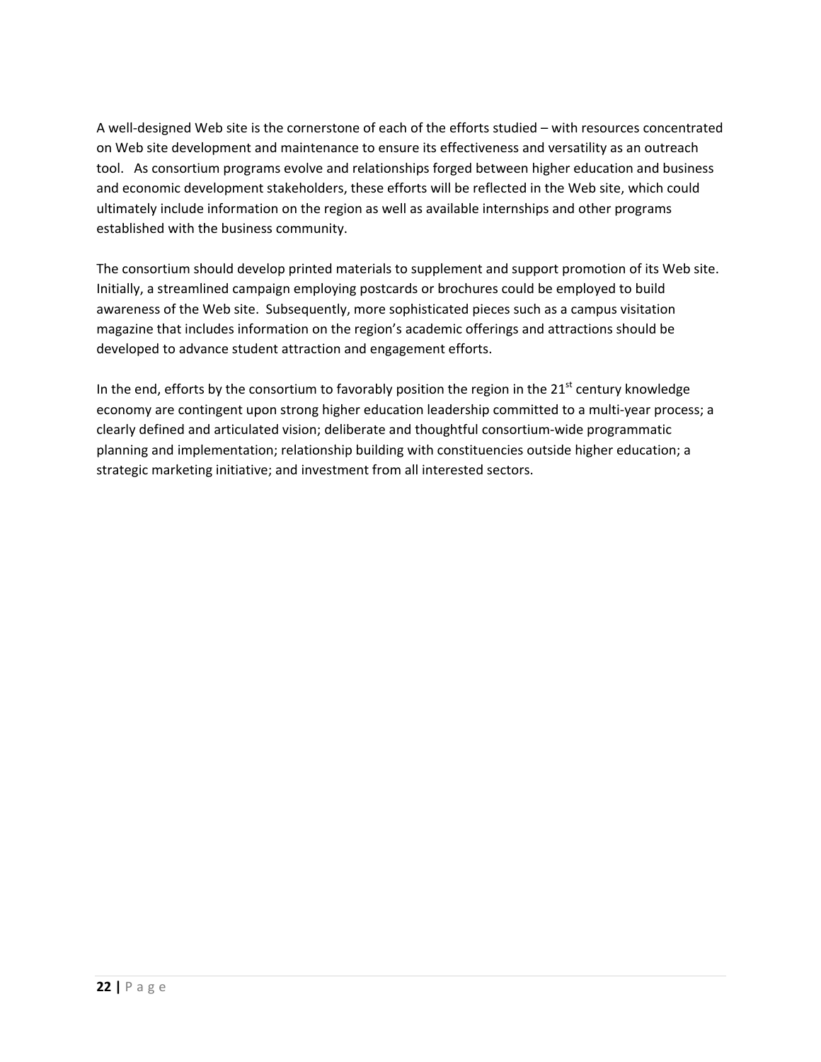A well-designed Web site is the cornerstone of each of the efforts studied – with resources concentrated on Web site development and maintenance to ensure its effectiveness and versatility as an outreach tool. As consortium programs evolve and relationships forged between higher education and business and economic development stakeholders, these efforts will be reflected in the Web site, which could ultimately include information on the region as well as available internships and other programs established with the business community.

The consortium should develop printed materials to supplement and support promotion of its Web site. Initially, a streamlined campaign employing postcards or brochures could be employed to build awareness of the Web site. Subsequently, more sophisticated pieces such as a campus visitation magazine that includes information on the region's academic offerings and attractions should be developed to advance student attraction and engagement efforts.

In the end, efforts by the consortium to favorably position the region in the 21st century knowledge economy are contingent upon strong higher education leadership committed to a multi-year process; a clearly defined and articulated vision; deliberate and thoughtful consortium-wide programmatic planning and implementation; relationship building with constituencies outside higher education; a strategic marketing initiative; and investment from all interested sectors.